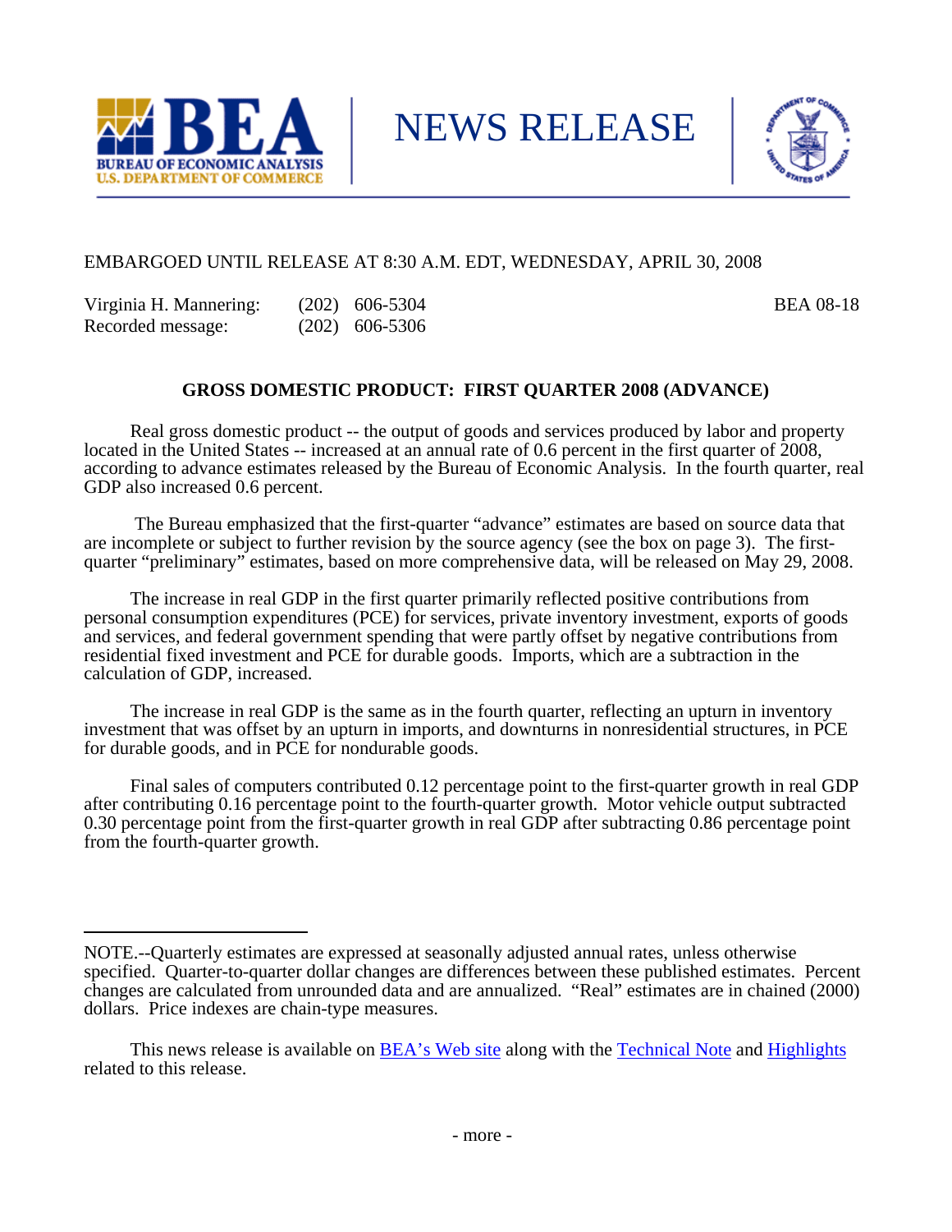BEA BUREAU OF ECONOMIC ANALYSIS U.S. DEPARTMENT OF COMMERCE

# NEWS RELEASE

EMBARGOED UNTIL RELEASE AT 8:30 A.M. EDT, WEDNESDAY, APRIL 30, 2008

Virginia H. Mannering: (202) 606-5304
Recorded message: (202) 606-5306

BEA 08-18

## GROSS DOMESTIC PRODUCT: FIRST QUARTER 2008 (ADVANCE)

Real gross domestic product -- the output of goods and services produced by labor and property located in the United States -- increased at an annual rate of 0.6 percent in the first quarter of 2008, according to advance estimates released by the Bureau of Economic Analysis. In the fourth quarter, real GDP also increased 0.6 percent.

The Bureau emphasized that the first-quarter "advance" estimates are based on source data that are incomplete or subject to further revision by the source agency (see the box on page 3). The first-quarter "preliminary" estimates, based on more comprehensive data, will be released on May 29, 2008.

The increase in real GDP in the first quarter primarily reflected positive contributions from personal consumption expenditures (PCE) for services, private inventory investment, exports of goods and services, and federal government spending that were partly offset by negative contributions from residential fixed investment and PCE for durable goods. Imports, which are a subtraction in the calculation of GDP, increased.

The increase in real GDP is the same as in the fourth quarter, reflecting an upturn in inventory investment that was offset by an upturn in imports, and downturns in nonresidential structures, in PCE for durable goods, and in PCE for nondurable goods.

Final sales of computers contributed 0.12 percentage point to the first-quarter growth in real GDP after contributing 0.16 percentage point to the fourth-quarter growth. Motor vehicle output subtracted 0.30 percentage point from the first-quarter growth in real GDP after subtracting 0.86 percentage point from the fourth-quarter growth.

---

NOTE.--Quarterly estimates are expressed at seasonally adjusted annual rates, unless otherwise specified. Quarter-to-quarter dollar changes are differences between these published estimates. Percent changes are calculated from unrounded data and are annualized. "Real" estimates are in chained (2000) dollars. Price indexes are chain-type measures.

This news release is available on BEA's Web site along with the Technical Note and Highlights related to this release.

- more -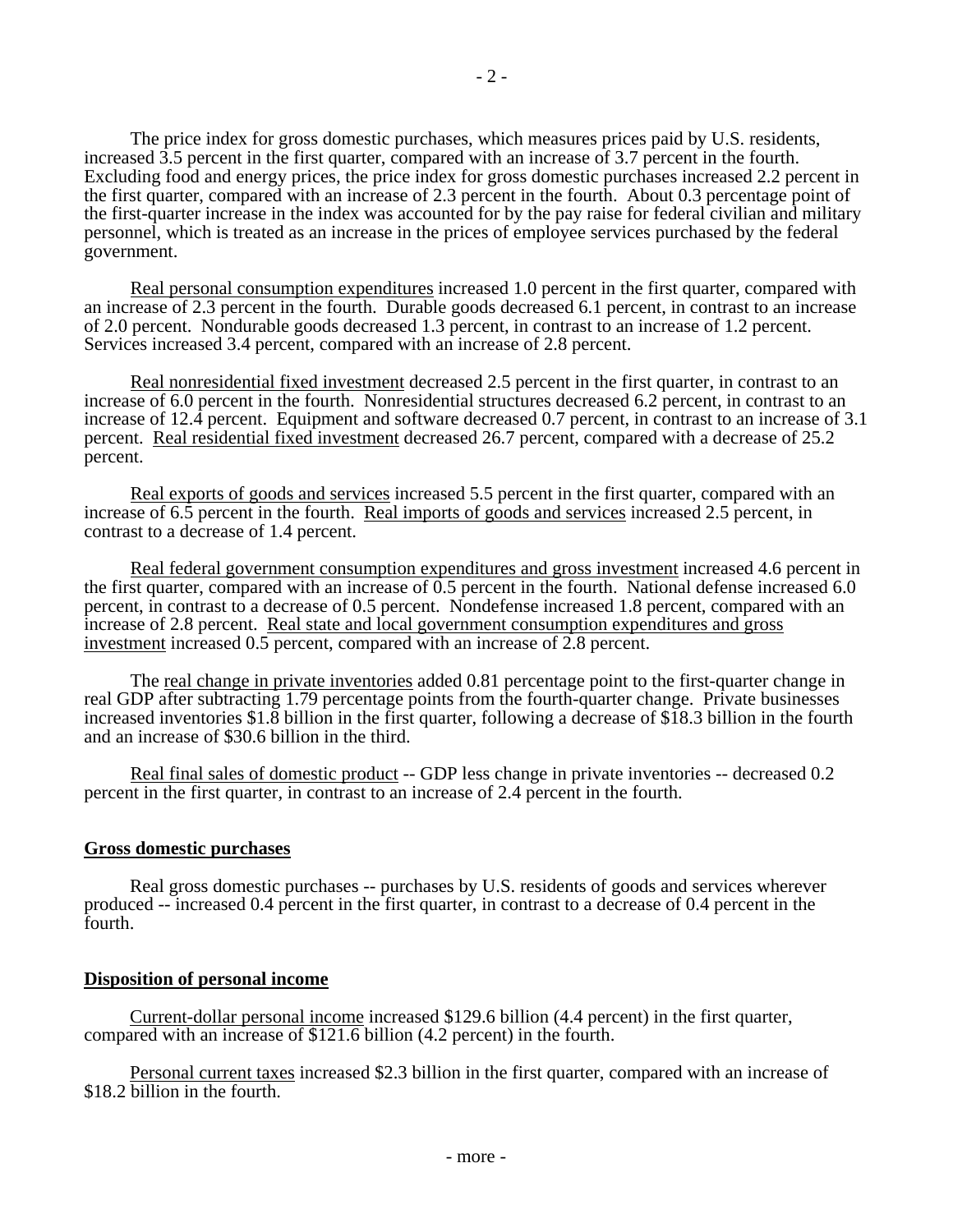The price index for gross domestic purchases, which measures prices paid by U.S. residents, increased 3.5 percent in the first quarter, compared with an increase of 3.7 percent in the fourth. Excluding food and energy prices, the price index for gross domestic purchases increased 2.2 percent in the first quarter, compared with an increase of 2.3 percent in the fourth. About 0.3 percentage point of the first-quarter increase in the index was accounted for by the pay raise for federal civilian and military personnel, which is treated as an increase in the prices of employee services purchased by the federal government.

Real personal consumption expenditures increased 1.0 percent in the first quarter, compared with an increase of 2.3 percent in the fourth. Durable goods decreased 6.1 percent, in contrast to an increase of 2.0 percent. Nondurable goods decreased 1.3 percent, in contrast to an increase of 1.2 percent. Services increased 3.4 percent, compared with an increase of 2.8 percent.

Real nonresidential fixed investment decreased 2.5 percent in the first quarter, in contrast to an increase of 6.0 percent in the fourth. Nonresidential structures decreased 6.2 percent, in contrast to an increase of 12.4 percent. Equipment and software decreased 0.7 percent, in contrast to an increase of 3.1 percent. Real residential fixed investment decreased 26.7 percent, compared with a decrease of 25.2 percent.

Real exports of goods and services increased 5.5 percent in the first quarter, compared with an increase of 6.5 percent in the fourth. Real imports of goods and services increased 2.5 percent, in contrast to a decrease of 1.4 percent.

Real federal government consumption expenditures and gross investment increased 4.6 percent in the first quarter, compared with an increase of 0.5 percent in the fourth. National defense increased 6.0 percent, in contrast to a decrease of 0.5 percent. Nondefense increased 1.8 percent, compared with an increase of 2.8 percent. Real state and local government consumption expenditures and gross investment increased 0.5 percent, compared with an increase of 2.8 percent.

The real change in private inventories added 0.81 percentage point to the first-quarter change in real GDP after subtracting 1.79 percentage points from the fourth-quarter change. Private businesses increased inventories $1.8 billion in the first quarter, following a decrease of $18.3 billion in the fourth and an increase of $30.6 billion in the third.

Real final sales of domestic product -- GDP less change in private inventories -- decreased 0.2 percent in the first quarter, in contrast to an increase of 2.4 percent in the fourth.

## Gross domestic purchases

Real gross domestic purchases -- purchases by U.S. residents of goods and services wherever produced -- increased 0.4 percent in the first quarter, in contrast to a decrease of 0.4 percent in the fourth.

## Disposition of personal income

Current-dollar personal income increased $129.6 billion (4.4 percent) in the first quarter, compared with an increase of $121.6 billion (4.2 percent) in the fourth.

Personal current taxes increased $2.3 billion in the first quarter, compared with an increase of $18.2 billion in the fourth.

- more -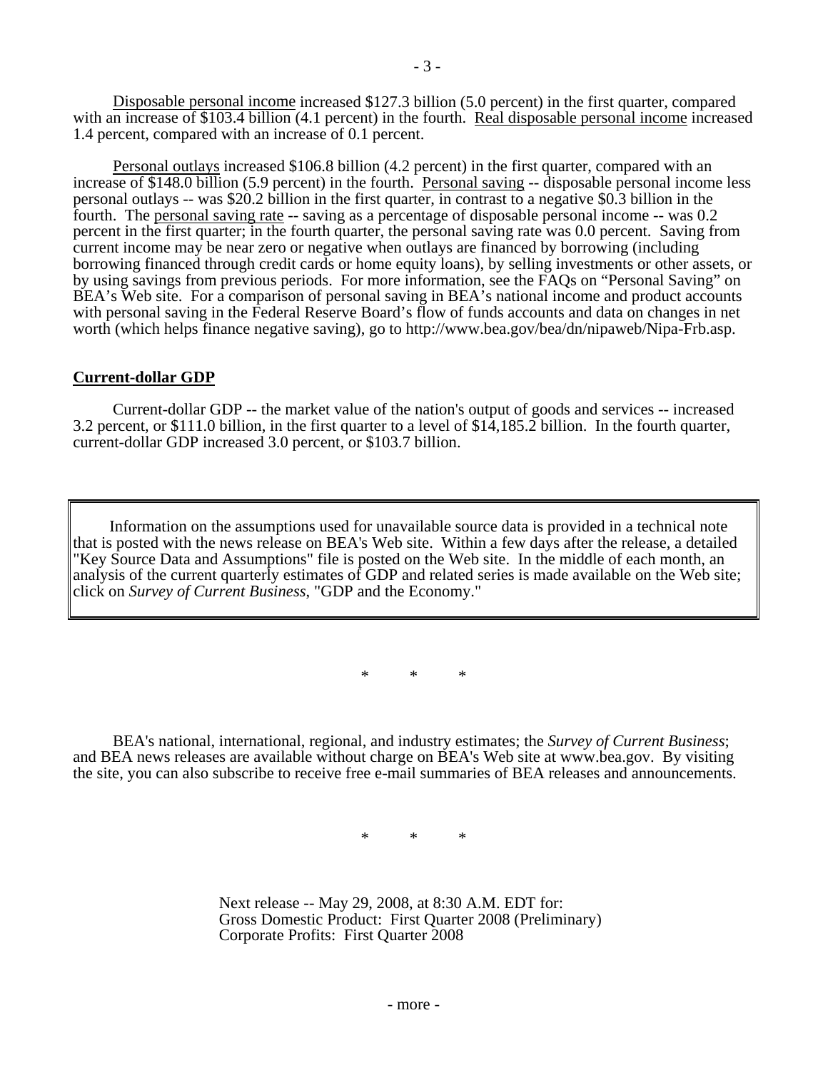Disposable personal income increased \$127.3 billion (5.0 percent) in the first quarter, compared with an increase of \$103.4 billion (4.1 percent) in the fourth. Real disposable personal income increased 1.4 percent, compared with an increase of 0.1 percent.

Personal outlays increased \$106.8 billion (4.2 percent) in the first quarter, compared with an increase of \$148.0 billion (5.9 percent) in the fourth. Personal saving -- disposable personal income less personal outlays -- was \$20.2 billion in the first quarter, in contrast to a negative \$0.3 billion in the fourth. The personal saving rate -- saving as a percentage of disposable personal income -- was 0.2 percent in the first quarter; in the fourth quarter, the personal saving rate was 0.0 percent. Saving from current income may be near zero or negative when outlays are financed by borrowing (including borrowing financed through credit cards or home equity loans), by selling investments or other assets, or by using savings from previous periods. For more information, see the FAQs on "Personal Saving" on BEA's Web site. For a comparison of personal saving in BEA's national income and product accounts with personal saving in the Federal Reserve Board's flow of funds accounts and data on changes in net worth (which helps finance negative saving), go to http://www.bea.gov/bea/dn/nipaweb/Nipa-Frb.asp.

**Current-dollar GDP**

Current-dollar GDP -- the market value of the nation's output of goods and services -- increased 3.2 percent, or \$111.0 billion, in the first quarter to a level of \$14,185.2 billion. In the fourth quarter, current-dollar GDP increased 3.0 percent, or \$103.7 billion.

Information on the assumptions used for unavailable source data is provided in a technical note that is posted with the news release on BEA's Web site. Within a few days after the release, a detailed "Key Source Data and Assumptions" file is posted on the Web site. In the middle of each month, an analysis of the current quarterly estimates of GDP and related series is made available on the Web site; click on *Survey of Current Business*, "GDP and the Economy."

\* \* \*

BEA's national, international, regional, and industry estimates; the *Survey of Current Business*; and BEA news releases are available without charge on BEA's Web site at www.bea.gov. By visiting the site, you can also subscribe to receive free e-mail summaries of BEA releases and announcements.

\* \* \*

Next release -- May 29, 2008, at 8:30 A.M. EDT for:
Gross Domestic Product: First Quarter 2008 (Preliminary)
Corporate Profits: First Quarter 2008

- more -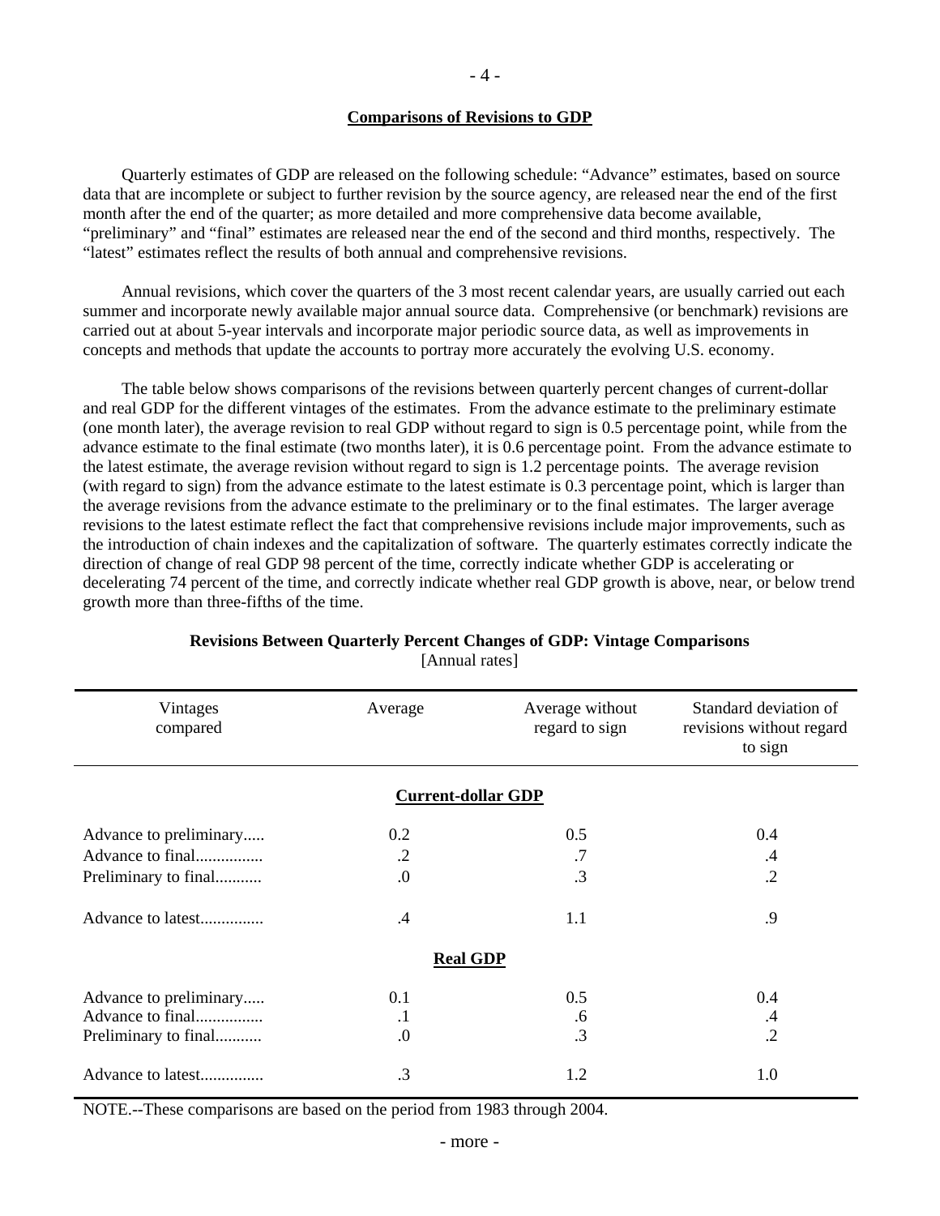## Comparisons of Revisions to GDP

Quarterly estimates of GDP are released on the following schedule: "Advance" estimates, based on source data that are incomplete or subject to further revision by the source agency, are released near the end of the first month after the end of the quarter; as more detailed and more comprehensive data become available, "preliminary" and "final" estimates are released near the end of the second and third months, respectively. The "latest" estimates reflect the results of both annual and comprehensive revisions.

Annual revisions, which cover the quarters of the 3 most recent calendar years, are usually carried out each summer and incorporate newly available major annual source data. Comprehensive (or benchmark) revisions are carried out at about 5-year intervals and incorporate major periodic source data, as well as improvements in concepts and methods that update the accounts to portray more accurately the evolving U.S. economy.

The table below shows comparisons of the revisions between quarterly percent changes of current-dollar and real GDP for the different vintages of the estimates. From the advance estimate to the preliminary estimate (one month later), the average revision to real GDP without regard to sign is 0.5 percentage point, while from the advance estimate to the final estimate (two months later), it is 0.6 percentage point. From the advance estimate to the latest estimate, the average revision without regard to sign is 1.2 percentage points. The average revision (with regard to sign) from the advance estimate to the latest estimate is 0.3 percentage point, which is larger than the average revisions from the advance estimate to the preliminary or to the final estimates. The larger average revisions to the latest estimate reflect the fact that comprehensive revisions include major improvements, such as the introduction of chain indexes and the capitalization of software. The quarterly estimates correctly indicate the direction of change of real GDP 98 percent of the time, correctly indicate whether GDP is accelerating or decelerating 74 percent of the time, and correctly indicate whether real GDP growth is above, near, or below trend growth more than three-fifths of the time.

**Revisions Between Quarterly Percent Changes of GDP: Vintage Comparisons**
[Annual rates]

| Vintages compared | Average | Average without regard to sign | Standard deviation of revisions without regard to sign |
|---|---|---|---|
| | **Current-dollar GDP** | | |
| Advance to preliminary..... | 0.2 | 0.5 | 0.4 |
| Advance to final................ | .2 | .7 | .4 |
| Preliminary to final........... | .0 | .3 | .2 |
| Advance to latest............... | .4 | 1.1 | .9 |
| | **Real GDP** | | |
| Advance to preliminary..... | 0.1 | 0.5 | 0.4 |
| Advance to final................ | .1 | .6 | .4 |
| Preliminary to final........... | .0 | .3 | .2 |
| Advance to latest............... | .3 | 1.2 | 1.0 |

NOTE.--These comparisons are based on the period from 1983 through 2004.

- more -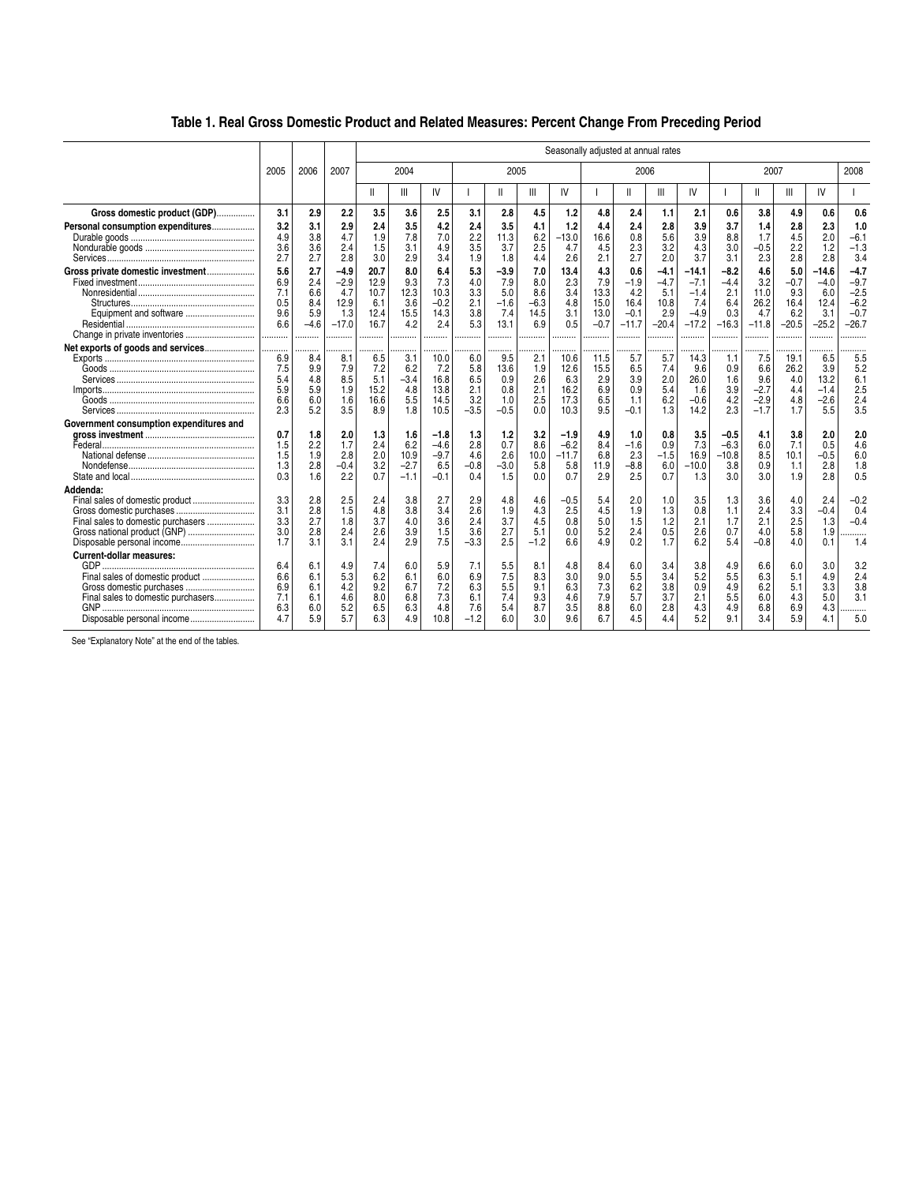# Table 1. Real Gross Domestic Product and Related Measures: Percent Change From Preceding Period

| | 2005 | 2006 | 2007 | Seasonally adjusted at annual rates | | | | | | | | | | | | | | | | |
|---|---|---|---|---|---|---|---|---|---|---|---|---|---|---|---|---|---|---|---|---|
| | | | | 2004 | | | 2005 | | | | 2006 | | | | 2007 | | | | 2008 |
| | | | | II | III | IV | I | II | III | IV | I | II | III | IV | I | II | III | IV | I |
| **Gross domestic product (GDP)** | **3.1** | **2.9** | **2.2** | **3.5** | **3.6** | **2.5** | **3.1** | **2.8** | **4.5** | **1.2** | **4.8** | **2.4** | **1.1** | **2.1** | **0.6** | **3.8** | **4.9** | **0.6** | **0.6** |
| **Personal consumption expenditures** | **3.2** | **3.1** | **2.9** | **2.4** | **3.5** | **4.2** | **2.4** | **3.5** | **4.1** | **1.2** | **4.4** | **2.4** | **2.8** | **3.9** | **3.7** | **1.4** | **2.8** | **2.3** | **1.0** |
| Durable goods | 4.9 | 3.8 | 4.7 | 1.9 | 7.8 | 7.0 | 2.2 | 11.3 | 6.2 | −13.0 | 16.6 | 0.8 | 5.6 | 3.9 | 8.8 | 1.7 | 4.5 | 2.0 | −6.1 |
| Nondurable goods | 3.6 | 3.6 | 2.4 | 1.5 | 3.1 | 4.9 | 3.5 | 3.7 | 2.5 | 4.7 | 4.5 | 2.3 | 3.2 | 4.3 | 3.0 | −0.5 | 2.2 | 1.2 | −1.3 |
| Services | 2.7 | 2.7 | 2.8 | 3.0 | 2.9 | 3.4 | 1.9 | 1.8 | 4.4 | 2.6 | 2.1 | 2.7 | 2.0 | 3.7 | 3.1 | 2.3 | 2.8 | 2.8 | 3.4 |
| **Gross private domestic investment** | **5.6** | **2.7** | **−4.9** | **20.7** | **8.0** | **6.4** | **5.3** | **−3.9** | **7.0** | **13.4** | **4.3** | **0.6** | **−4.1** | **−14.1** | **−8.2** | **4.6** | **5.0** | **−14.6** | **−4.7** |
| Fixed investment | 6.9 | 2.4 | −2.9 | 12.9 | 9.3 | 7.3 | 4.0 | 7.9 | 8.0 | 2.3 | 7.9 | −1.9 | −4.7 | −7.1 | −4.4 | 3.2 | −0.7 | −4.0 | −9.7 |
| Nonresidential | 7.1 | 6.6 | 4.7 | 10.7 | 12.3 | 10.3 | 3.3 | 5.0 | 8.6 | 3.4 | 13.3 | 4.2 | 5.1 | −1.4 | 2.1 | 11.0 | 9.3 | 6.0 | −2.5 |
| Structures | 0.5 | 8.4 | 12.9 | 6.1 | 3.6 | −0.2 | 2.1 | −1.6 | −6.3 | 4.8 | 15.0 | 16.4 | 10.8 | 7.4 | 6.4 | 26.2 | 16.4 | 12.4 | −6.2 |
| Equipment and software | 9.6 | 5.9 | 1.3 | 12.4 | 15.5 | 14.3 | 3.8 | 7.4 | 14.5 | 3.1 | 13.0 | −0.1 | 2.9 | −4.9 | 0.3 | 4.7 | 6.2 | 3.1 | −0.7 |
| Residential | 6.6 | −4.6 | −17.0 | 16.7 | 4.2 | 2.4 | 5.3 | 13.1 | 6.9 | 0.5 | −0.7 | −11.7 | −20.4 | −17.2 | −16.3 | −11.8 | −20.5 | −25.2 | −26.7 |
| Change in private inventories | ........ | ........ | ........ | ........ | ........ | ........ | ........ | ........ | ........ | ........ | ........ | ........ | ........ | ........ | ........ | ........ | ........ | ........ | ........ |
| **Net exports of goods and services** | ........ | ........ | ........ | ........ | ........ | ........ | ........ | ........ | ........ | ........ | ........ | ........ | ........ | ........ | ........ | ........ | ........ | ........ | ........ |
| Exports | 6.9 | 8.4 | 8.1 | 6.5 | 3.1 | 10.0 | 6.0 | 9.5 | 2.1 | 10.6 | 11.5 | 5.7 | 5.7 | 14.3 | 1.1 | 7.5 | 19.1 | 6.5 | 5.5 |
| Goods | 7.5 | 9.9 | 7.9 | 7.2 | 6.2 | 7.2 | 5.8 | 13.6 | 1.9 | 12.6 | 15.5 | 6.5 | 7.4 | 9.6 | 0.9 | 6.6 | 26.2 | 3.9 | 5.2 |
| Services | 5.4 | 4.8 | 8.5 | 5.1 | −3.4 | 16.8 | 6.5 | 0.9 | 2.6 | 6.3 | 2.9 | 3.9 | 2.0 | 26.0 | 1.6 | 9.6 | 4.0 | 13.2 | 6.1 |
| Imports | 5.9 | 5.9 | 1.9 | 15.2 | 4.8 | 13.8 | 2.1 | 0.8 | 2.1 | 16.2 | 6.9 | 0.9 | 5.4 | 1.6 | 3.9 | −2.7 | 4.4 | −1.4 | 2.5 |
| Goods | 6.6 | 6.0 | 1.6 | 16.6 | 5.5 | 14.5 | 3.2 | 1.0 | 2.5 | 17.3 | 6.5 | 1.1 | 6.2 | −0.6 | 4.2 | −2.9 | 4.8 | −2.6 | 2.4 |
| Services | 2.3 | 5.2 | 3.5 | 8.9 | 1.8 | 10.5 | −3.5 | −0.5 | 0.0 | 10.3 | 9.5 | −0.1 | 1.3 | 14.2 | 2.3 | −1.7 | 1.7 | 5.5 | 3.5 |
| **Government consumption expenditures and gross investment** | **0.7** | **1.8** | **2.0** | **1.3** | **1.6** | **−1.8** | **1.3** | **1.2** | **3.2** | **−1.9** | **4.9** | **1.0** | **0.8** | **3.5** | **−0.5** | **4.1** | **3.8** | **2.0** | **2.0** |
| Federal | 1.5 | 2.2 | 1.7 | 2.4 | 6.2 | −4.6 | 2.8 | 0.7 | 8.6 | −6.2 | 8.4 | −1.6 | 0.9 | 7.3 | −6.3 | 6.0 | 7.1 | 0.5 | 4.6 |
| National defense | 1.5 | 1.9 | 2.8 | 2.0 | 10.9 | −9.7 | 4.6 | 2.6 | 10.0 | −11.7 | 6.8 | 2.3 | −1.5 | 16.9 | −10.8 | 8.5 | 10.1 | −0.5 | 6.0 |
| Nondefense | 1.3 | 2.8 | −0.4 | 3.2 | −2.7 | 6.5 | −0.8 | −3.0 | 5.8 | 5.8 | 11.9 | −8.8 | 6.0 | −10.0 | 3.8 | 0.9 | 1.1 | 2.8 | 1.8 |
| State and local | 0.3 | 1.6 | 2.2 | 0.7 | −1.1 | −0.1 | 0.4 | 1.5 | 0.0 | 0.7 | 2.9 | 2.5 | 0.7 | 1.3 | 3.0 | 3.0 | 1.9 | 2.8 | 0.5 |
| **Addenda:** | | | | | | | | | | | | | | | | | | | |
| Final sales of domestic product | 3.3 | 2.8 | 2.5 | 2.4 | 3.8 | 2.7 | 2.9 | 4.8 | 4.6 | −0.5 | 5.4 | 2.0 | 1.0 | 3.5 | 1.3 | 3.6 | 4.0 | 2.4 | −0.2 |
| Gross domestic purchases | 3.1 | 2.8 | 1.5 | 4.8 | 3.8 | 3.4 | 2.6 | 1.9 | 4.3 | 2.5 | 4.5 | 1.9 | 1.3 | 0.8 | 1.1 | 2.4 | 3.3 | −0.4 | 0.4 |
| Final sales to domestic purchasers | 3.3 | 2.7 | 1.8 | 3.7 | 4.0 | 3.6 | 2.4 | 3.7 | 4.5 | 0.8 | 5.0 | 1.5 | 1.2 | 2.1 | 1.7 | 2.1 | 2.5 | 1.3 | −0.4 |
| Gross national product (GNP) | 3.0 | 2.8 | 2.4 | 2.6 | 3.9 | 1.5 | 3.6 | 2.7 | 5.1 | 0.0 | 5.2 | 2.4 | 0.5 | 2.6 | 0.7 | 4.0 | 5.8 | 1.9 | ........ |
| Disposable personal income | 1.7 | 3.1 | 3.1 | 2.4 | 2.9 | 7.5 | −3.3 | 2.5 | −1.2 | 6.6 | 4.9 | 0.2 | 1.7 | 6.2 | 5.4 | −0.8 | 4.0 | 0.1 | 1.4 |
| **Current-dollar measures:** | | | | | | | | | | | | | | | | | | | |
| GDP | 6.4 | 6.1 | 4.9 | 7.4 | 6.0 | 5.9 | 7.1 | 5.5 | 8.1 | 4.8 | 8.4 | 6.0 | 3.4 | 3.8 | 4.9 | 6.6 | 6.0 | 3.0 | 3.2 |
| Final sales of domestic product | 6.6 | 6.1 | 5.3 | 6.2 | 6.1 | 6.0 | 6.9 | 7.5 | 8.3 | 3.0 | 9.0 | 5.5 | 3.4 | 5.2 | 5.5 | 6.3 | 5.1 | 4.9 | 2.4 |
| Gross domestic purchases | 6.9 | 6.1 | 4.2 | 9.2 | 6.7 | 7.2 | 6.3 | 5.5 | 9.1 | 6.3 | 7.3 | 6.2 | 3.8 | 0.9 | 4.9 | 6.2 | 5.1 | 3.3 | 3.8 |
| Final sales to domestic purchasers | 7.1 | 6.1 | 4.6 | 8.0 | 6.8 | 7.3 | 6.1 | 7.4 | 9.3 | 4.6 | 7.9 | 5.7 | 3.7 | 2.1 | 5.5 | 6.0 | 4.3 | 5.0 | 3.1 |
| GNP | 6.3 | 6.0 | 5.2 | 6.5 | 6.3 | 4.8 | 7.6 | 5.4 | 8.7 | 3.5 | 8.8 | 6.0 | 2.8 | 4.3 | 4.9 | 6.8 | 6.9 | 4.3 | ........ |
| Disposable personal income | 4.7 | 5.9 | 5.7 | 6.3 | 4.9 | 10.8 | −1.2 | 6.0 | 3.0 | 9.6 | 6.7 | 4.5 | 4.4 | 5.2 | 9.1 | 3.4 | 5.9 | 4.1 | 5.0 |

See "Explanatory Note" at the end of the tables.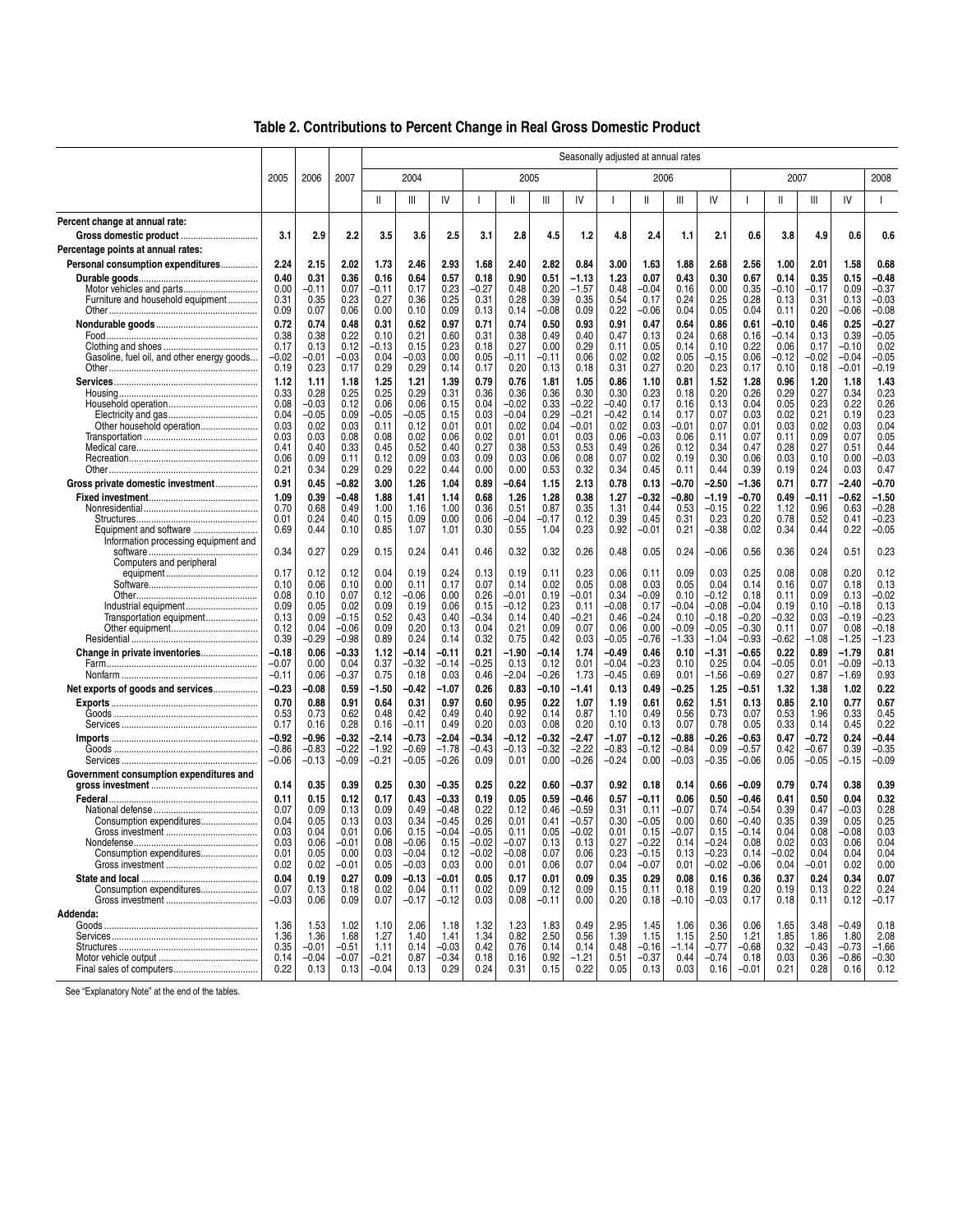# Table 2. Contributions to Percent Change in Real Gross Domestic Product

| | 2005 | 2006 | 2007 | Seasonally adjusted at annual rates | | | | | | | | | | | | | | | |
|---|---|---|---|---|---|---|---|---|---|---|---|---|---|---|---|---|---|---|---|
| | | | | 2004 | | | 2005 | | | | 2006 | | | | 2007 | | | | 2008 |
| | | | | II | III | IV | I | II | III | IV | I | II | III | IV | I | II | III | IV | I |
| **Percent change at annual rate:** | | | | | | | | | | | | | | | | | | | |
| **Gross domestic product** | **3.1** | **2.9** | **2.2** | **3.5** | **3.6** | **2.5** | **3.1** | **2.8** | **4.5** | **1.2** | **4.8** | **2.4** | **1.1** | **2.1** | **0.6** | **3.8** | **4.9** | **0.6** | **0.6** |
| **Percentage points at annual rates:** | | | | | | | | | | | | | | | | | | | |
| **Personal consumption expenditures** | **2.24** | **2.15** | **2.02** | **1.73** | **2.46** | **2.93** | **1.68** | **2.40** | **2.82** | **0.84** | **3.00** | **1.63** | **1.88** | **2.68** | **2.56** | **1.00** | **2.01** | **1.58** | **0.68** |
| **Durable goods** | **0.40** | **0.31** | **0.36** | **0.16** | **0.64** | **0.57** | **0.18** | **0.90** | **0.51** | **–1.13** | **1.23** | **0.07** | **0.43** | **0.30** | **0.67** | **0.14** | **0.35** | **0.15** | **–0.48** |
| Motor vehicles and parts | 0.00 | –0.11 | 0.07 | –0.11 | 0.17 | 0.23 | –0.27 | 0.48 | 0.20 | –1.57 | 0.48 | –0.04 | 0.16 | 0.00 | 0.35 | –0.10 | –0.17 | 0.09 | –0.37 |
| Furniture and household equipment | 0.31 | 0.35 | 0.23 | 0.27 | 0.36 | 0.25 | 0.31 | 0.28 | 0.39 | 0.35 | 0.54 | 0.17 | 0.24 | 0.25 | 0.28 | 0.13 | 0.31 | 0.13 | –0.03 |
| Other | 0.09 | 0.07 | 0.06 | 0.00 | 0.10 | 0.09 | 0.13 | 0.14 | –0.08 | 0.09 | 0.22 | –0.06 | 0.04 | 0.05 | 0.04 | 0.11 | 0.20 | –0.06 | –0.08 |
| **Nondurable goods** | **0.72** | **0.74** | **0.48** | **0.31** | **0.62** | **0.97** | **0.71** | **0.74** | **0.50** | **0.93** | **0.91** | **0.47** | **0.64** | **0.86** | **0.61** | **–0.10** | **0.46** | **0.25** | **–0.27** |
| Food | 0.38 | 0.38 | 0.22 | 0.10 | 0.21 | 0.60 | 0.31 | 0.38 | 0.49 | 0.40 | 0.47 | 0.13 | 0.24 | 0.68 | 0.16 | –0.14 | 0.13 | 0.39 | –0.05 |
| Clothing and shoes | 0.17 | 0.13 | 0.12 | –0.13 | 0.15 | 0.23 | 0.18 | 0.27 | 0.00 | 0.29 | 0.11 | 0.05 | 0.14 | 0.10 | 0.22 | 0.06 | 0.17 | –0.10 | 0.02 |
| Gasoline, fuel oil, and other energy goods | –0.02 | –0.01 | –0.03 | 0.04 | –0.03 | 0.00 | 0.05 | –0.11 | –0.11 | 0.06 | 0.02 | 0.02 | 0.05 | –0.15 | 0.06 | –0.12 | –0.02 | –0.04 | –0.05 |
| Other | 0.19 | 0.23 | 0.17 | 0.29 | 0.29 | 0.14 | 0.17 | 0.20 | 0.13 | 0.18 | 0.31 | 0.27 | 0.20 | 0.23 | 0.17 | 0.10 | 0.18 | –0.01 | –0.19 |
| **Services** | **1.12** | **1.11** | **1.18** | **1.25** | **1.21** | **1.39** | **0.79** | **0.76** | **1.81** | **1.05** | **0.86** | **1.10** | **0.81** | **1.52** | **1.28** | **0.96** | **1.20** | **1.18** | **1.43** |
| Housing | 0.33 | 0.28 | 0.25 | 0.25 | 0.29 | 0.31 | 0.36 | 0.36 | 0.36 | 0.30 | 0.30 | 0.23 | 0.18 | 0.20 | 0.26 | 0.29 | 0.27 | 0.34 | 0.23 |
| Household operation | 0.08 | –0.03 | 0.12 | 0.06 | 0.06 | 0.15 | 0.04 | –0.02 | 0.33 | –0.22 | –0.40 | 0.17 | 0.16 | 0.13 | 0.04 | 0.05 | 0.23 | 0.22 | 0.26 |
| Electricity and gas | 0.04 | –0.05 | 0.09 | –0.05 | –0.05 | 0.15 | 0.03 | –0.04 | 0.29 | –0.21 | –0.42 | 0.14 | 0.17 | 0.07 | 0.03 | 0.02 | 0.21 | 0.19 | 0.23 |
| Other household operation | 0.03 | 0.02 | 0.03 | 0.11 | 0.12 | 0.01 | 0.01 | 0.02 | 0.04 | –0.01 | 0.02 | 0.03 | –0.01 | 0.07 | 0.01 | 0.03 | 0.02 | 0.03 | 0.04 |
| Transportation | 0.03 | 0.03 | 0.08 | 0.08 | 0.02 | 0.06 | 0.02 | 0.01 | 0.01 | 0.03 | 0.06 | –0.03 | 0.06 | 0.11 | 0.07 | 0.11 | 0.09 | 0.07 | 0.05 |
| Medical care | 0.41 | 0.40 | 0.33 | 0.45 | 0.52 | 0.40 | 0.27 | 0.38 | 0.53 | 0.53 | 0.49 | 0.26 | 0.12 | 0.34 | 0.47 | 0.28 | 0.27 | 0.51 | 0.44 |
| Recreation | 0.06 | 0.09 | 0.11 | 0.12 | 0.09 | 0.03 | 0.09 | 0.03 | 0.06 | 0.08 | 0.07 | 0.02 | 0.19 | 0.30 | 0.06 | 0.03 | 0.10 | 0.00 | –0.03 |
| Other | 0.21 | 0.34 | 0.29 | 0.29 | 0.22 | 0.44 | 0.00 | 0.00 | 0.53 | 0.32 | 0.34 | 0.45 | 0.11 | 0.44 | 0.39 | 0.19 | 0.24 | 0.03 | 0.47 |
| **Gross private domestic investment** | **0.91** | **0.45** | **–0.82** | **3.00** | **1.26** | **1.04** | **0.89** | **–0.64** | **1.15** | **2.13** | **0.78** | **0.13** | **–0.70** | **–2.50** | **–1.36** | **0.71** | **0.77** | **–2.40** | **–0.70** |
| **Fixed investment** | **1.09** | **0.39** | **–0.48** | **1.88** | **1.41** | **1.14** | **0.68** | **1.26** | **1.28** | **0.38** | **1.27** | **–0.32** | **–0.80** | **–1.19** | **–0.70** | **0.49** | **–0.11** | **–0.62** | **–1.50** |
| Nonresidential | 0.70 | 0.68 | 0.49 | 1.00 | 1.16 | 1.00 | 0.36 | 0.51 | 0.87 | 0.35 | 1.31 | 0.44 | 0.53 | –0.15 | 0.22 | 1.12 | 0.96 | 0.63 | –0.28 |
| Structures | 0.01 | 0.24 | 0.40 | 0.15 | 0.09 | 0.00 | 0.06 | –0.04 | –0.17 | 0.12 | 0.39 | 0.45 | 0.31 | 0.23 | 0.20 | 0.78 | 0.52 | 0.41 | –0.23 |
| Equipment and software | 0.69 | 0.44 | 0.10 | 0.85 | 1.07 | 1.01 | 0.30 | 0.55 | 1.04 | 0.23 | 0.92 | –0.01 | 0.21 | –0.38 | 0.02 | 0.34 | 0.44 | 0.22 | –0.05 |
| Information processing equipment and software | 0.34 | 0.27 | 0.29 | 0.15 | 0.24 | 0.41 | 0.46 | 0.32 | 0.32 | 0.26 | 0.48 | 0.05 | 0.24 | –0.06 | 0.56 | 0.36 | 0.24 | 0.51 | 0.23 |
| Computers and peripheral equipment | 0.17 | 0.12 | 0.12 | 0.04 | 0.19 | 0.24 | 0.13 | 0.19 | 0.11 | 0.23 | 0.06 | 0.11 | 0.09 | 0.03 | 0.25 | 0.08 | 0.08 | 0.20 | 0.12 |
| Software | 0.10 | 0.06 | 0.10 | 0.00 | 0.11 | 0.17 | 0.07 | 0.14 | 0.02 | 0.05 | 0.08 | 0.03 | 0.05 | 0.04 | 0.14 | 0.16 | 0.07 | 0.18 | 0.13 |
| Other | 0.08 | 0.10 | 0.07 | 0.12 | –0.06 | 0.00 | 0.26 | –0.01 | 0.19 | –0.01 | 0.34 | –0.09 | 0.10 | –0.12 | 0.18 | 0.11 | 0.09 | 0.13 | –0.02 |
| Industrial equipment | 0.09 | 0.05 | 0.02 | 0.09 | 0.19 | 0.06 | 0.15 | –0.12 | 0.23 | 0.11 | –0.08 | 0.17 | –0.04 | –0.08 | –0.04 | 0.19 | 0.10 | –0.18 | 0.13 |
| Transportation equipment | 0.13 | 0.09 | –0.15 | 0.52 | 0.43 | 0.40 | –0.34 | 0.14 | 0.40 | –0.21 | 0.46 | –0.24 | 0.10 | –0.18 | –0.20 | –0.32 | 0.03 | –0.19 | –0.23 |
| Other equipment | 0.12 | 0.04 | –0.06 | 0.09 | 0.20 | 0.13 | 0.04 | 0.21 | 0.09 | 0.07 | 0.06 | 0.00 | –0.09 | –0.05 | –0.30 | 0.11 | 0.07 | 0.08 | –0.18 |
| Residential | 0.39 | –0.29 | –0.98 | 0.89 | 0.24 | 0.14 | 0.32 | 0.75 | 0.42 | 0.03 | –0.05 | –0.76 | –1.33 | –1.04 | –0.93 | –0.62 | –1.08 | –1.25 | –1.23 |
| **Change in private inventories** | **–0.18** | **0.06** | **–0.33** | **1.12** | **–0.14** | **–0.11** | **0.21** | **–1.90** | **–0.14** | **1.74** | **–0.49** | **0.46** | **0.10** | **–1.31** | **–0.65** | **0.22** | **0.89** | **–1.79** | **0.81** |
| Farm | –0.07 | 0.00 | 0.04 | 0.37 | –0.32 | –0.14 | –0.25 | 0.13 | 0.12 | 0.01 | –0.04 | –0.23 | 0.10 | 0.25 | 0.04 | –0.05 | 0.01 | –0.09 | –0.13 |
| Nonfarm | –0.11 | 0.06 | –0.37 | 0.75 | 0.18 | 0.03 | 0.46 | –2.04 | –0.26 | 1.73 | –0.45 | 0.69 | 0.01 | –1.56 | –0.69 | 0.27 | 0.87 | –1.69 | 0.93 |
| **Net exports of goods and services** | **–0.23** | **–0.08** | **0.59** | **–1.50** | **–0.42** | **–1.07** | **0.26** | **0.83** | **–0.10** | **–1.41** | **0.13** | **0.49** | **–0.25** | **1.25** | **–0.51** | **1.32** | **1.38** | **1.02** | **0.22** |
| **Exports** | **0.70** | **0.88** | **0.91** | **0.64** | **0.31** | **0.97** | **0.60** | **0.95** | **0.22** | **1.07** | **1.19** | **0.61** | **0.62** | **1.51** | **0.13** | **0.85** | **2.10** | **0.77** | **0.67** |
| Goods | 0.53 | 0.73 | 0.62 | 0.48 | 0.42 | 0.49 | 0.40 | 0.92 | 0.14 | 0.87 | 1.10 | 0.49 | 0.56 | 0.73 | 0.07 | 0.53 | 1.96 | 0.33 | 0.45 |
| Services | 0.17 | 0.16 | 0.28 | 0.16 | –0.11 | 0.49 | 0.20 | 0.03 | 0.08 | 0.20 | 0.10 | 0.13 | 0.07 | 0.78 | 0.05 | 0.33 | 0.14 | 0.45 | 0.22 |
| **Imports** | **–0.92** | **–0.96** | **–0.32** | **–2.14** | **–0.73** | **–2.04** | **–0.34** | **–0.12** | **–0.32** | **–2.47** | **–1.07** | **–0.12** | **–0.88** | **–0.26** | **–0.63** | **0.47** | **–0.72** | **0.24** | **–0.44** |
| Goods | –0.86 | –0.83 | –0.22 | –1.92 | –0.69 | –1.78 | –0.43 | –0.13 | –0.32 | –2.22 | –0.83 | –0.12 | –0.84 | 0.09 | –0.57 | 0.42 | –0.67 | 0.39 | –0.35 |
| Services | –0.06 | –0.13 | –0.09 | –0.21 | –0.05 | –0.26 | 0.09 | 0.01 | 0.00 | –0.26 | –0.24 | 0.00 | –0.03 | –0.35 | –0.06 | 0.05 | –0.05 | –0.15 | –0.09 |
| **Government consumption expenditures and gross investment** | **0.14** | **0.35** | **0.39** | **0.25** | **0.30** | **–0.35** | **0.25** | **0.22** | **0.60** | **–0.37** | **0.92** | **0.18** | **0.14** | **0.66** | **–0.09** | **0.79** | **0.74** | **0.38** | **0.39** |
| **Federal** | **0.11** | **0.15** | **0.12** | **0.17** | **0.43** | **–0.33** | **0.19** | **0.05** | **0.59** | **–0.46** | **0.57** | **–0.11** | **0.06** | **0.50** | **–0.46** | **0.41** | **0.50** | **0.04** | **0.32** |
| National defense | 0.07 | 0.09 | 0.13 | 0.09 | 0.49 | –0.48 | 0.22 | 0.12 | 0.46 | –0.59 | 0.31 | 0.11 | –0.07 | 0.74 | –0.54 | 0.39 | 0.47 | –0.03 | 0.28 |
| Consumption expenditures | 0.04 | 0.05 | 0.13 | 0.03 | 0.34 | –0.45 | 0.26 | 0.01 | 0.41 | –0.57 | 0.30 | –0.05 | 0.00 | 0.60 | –0.40 | 0.35 | 0.39 | 0.05 | 0.25 |
| Gross investment | 0.03 | 0.04 | 0.01 | 0.06 | 0.15 | –0.04 | –0.05 | 0.11 | 0.05 | –0.02 | 0.01 | 0.15 | –0.07 | 0.15 | –0.14 | 0.04 | 0.08 | –0.08 | 0.03 |
| Nondefense | 0.03 | 0.06 | –0.01 | 0.08 | –0.06 | 0.15 | –0.02 | –0.07 | 0.13 | 0.13 | 0.27 | –0.22 | 0.14 | –0.24 | 0.08 | 0.02 | 0.03 | 0.06 | 0.04 |
| Consumption expenditures | 0.01 | 0.05 | 0.00 | 0.03 | –0.04 | 0.12 | –0.02 | –0.08 | 0.07 | 0.06 | 0.23 | –0.15 | 0.13 | –0.23 | 0.14 | –0.02 | 0.04 | 0.04 | 0.04 |
| Gross investment | 0.02 | 0.02 | –0.01 | 0.05 | –0.03 | 0.03 | 0.00 | 0.01 | 0.06 | 0.07 | 0.04 | –0.07 | 0.01 | –0.02 | –0.06 | 0.04 | –0.01 | 0.02 | 0.00 |
| **State and local** | **0.04** | **0.19** | **0.27** | **0.09** | **–0.13** | **–0.01** | **0.05** | **0.17** | **0.01** | **0.09** | **0.35** | **0.29** | **0.08** | **0.16** | **0.36** | **0.37** | **0.24** | **0.34** | **0.07** |
| Consumption expenditures | 0.07 | 0.13 | 0.18 | 0.02 | 0.04 | 0.11 | 0.02 | 0.09 | 0.12 | 0.09 | 0.15 | 0.11 | 0.18 | 0.19 | 0.20 | 0.19 | 0.13 | 0.22 | 0.24 |
| Gross investment | –0.03 | 0.06 | 0.09 | 0.07 | –0.17 | –0.12 | 0.03 | 0.08 | –0.11 | 0.00 | 0.20 | 0.18 | –0.10 | –0.03 | 0.17 | 0.18 | 0.11 | 0.12 | –0.17 |
| **Addenda:** | | | | | | | | | | | | | | | | | | | |
| Goods | 1.36 | 1.53 | 1.02 | 1.10 | 2.06 | 1.18 | 1.32 | 1.23 | 1.83 | 0.49 | 2.95 | 1.45 | 1.06 | 0.36 | 0.06 | 1.65 | 3.48 | –0.49 | 0.18 |
| Services | 1.36 | 1.36 | 1.68 | 1.27 | 1.40 | 1.41 | 1.34 | 0.82 | 2.50 | 0.56 | 1.39 | 1.15 | 1.15 | 2.50 | 1.21 | 1.85 | 1.86 | 1.80 | 2.08 |
| Structures | 0.35 | –0.01 | –0.51 | 1.11 | 0.14 | –0.03 | 0.42 | 0.76 | 0.14 | 0.14 | 0.48 | –0.16 | –1.14 | –0.77 | –0.68 | 0.32 | –0.43 | –0.73 | –1.66 |
| Motor vehicle output | 0.14 | –0.04 | –0.07 | –0.21 | 0.87 | –0.34 | 0.18 | 0.16 | 0.92 | –1.21 | 0.51 | –0.37 | 0.44 | –0.74 | 0.18 | 0.03 | 0.36 | –0.86 | –0.30 |
| Final sales of computers | 0.22 | 0.13 | 0.13 | –0.04 | 0.13 | 0.29 | 0.24 | 0.31 | 0.15 | 0.22 | 0.05 | 0.13 | 0.03 | 0.16 | –0.01 | 0.21 | 0.28 | 0.16 | 0.12 |

See "Explanatory Note" at the end of the tables.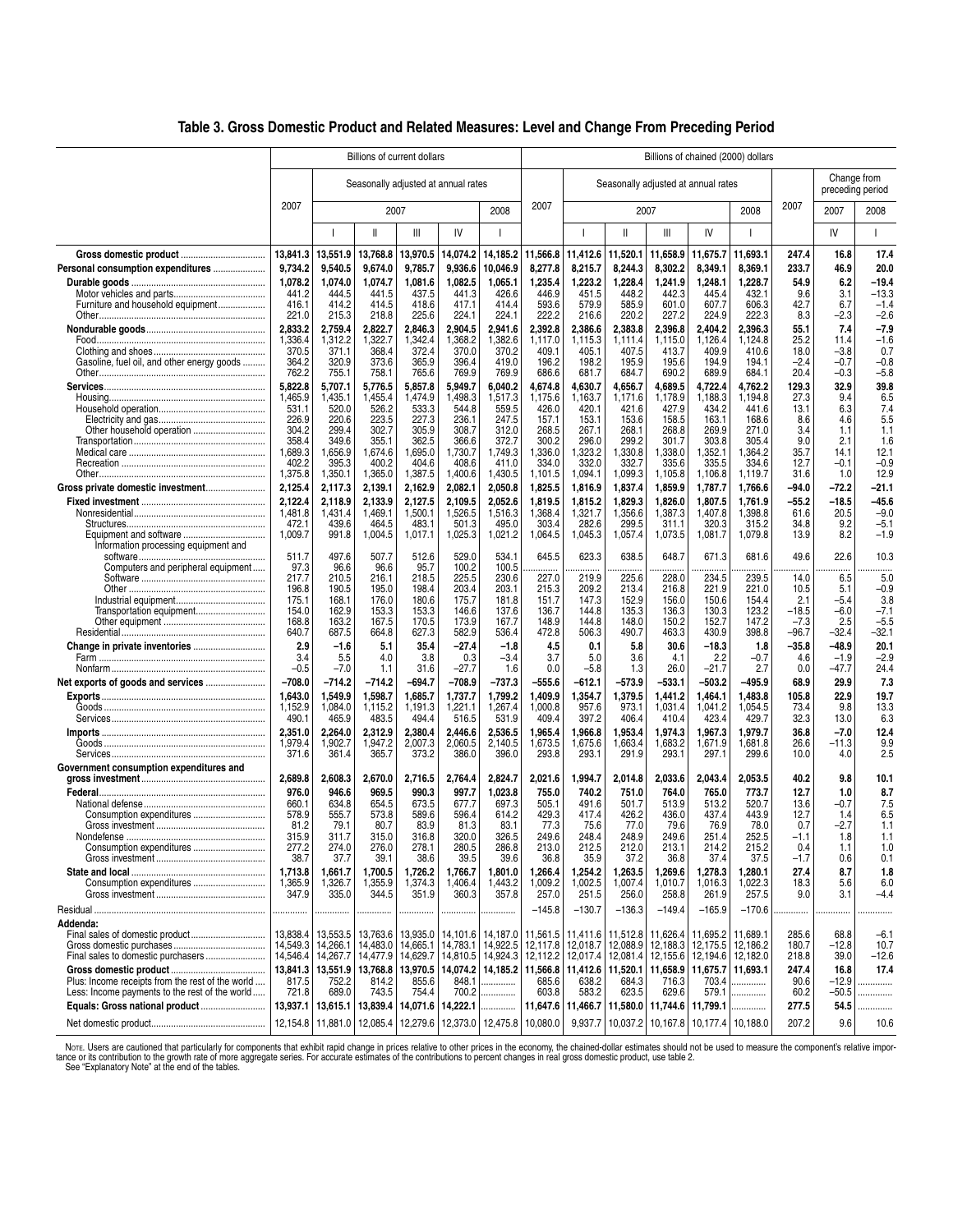## Table 3. Gross Domestic Product and Related Measures: Level and Change From Preceding Period

| | Billions of current dollars | | | | | | Billions of chained (2000) dollars | | | | | | | | |
|---|---|---|---|---|---|---|---|---|---|---|---|---|---|---|---|
| | 2007 | Seasonally adjusted at annual rates | | | | | 2007 | Seasonally adjusted at annual rates | | | | | 2007 | Change from preceding period | |
| | | 2007 | | | | 2008 | | 2007 | | | | 2008 | | 2007 | 2008 |
| | | I | II | III | IV | I | | I | II | III | IV | I | | IV | I |
| **Gross domestic product** | **13,841.3** | **13,551.9** | **13,768.8** | **13,970.5** | **14,074.2** | **14,185.2** | **11,566.8** | **11,412.6** | **11,520.1** | **11,658.9** | **11,675.7** | **11,693.1** | **247.4** | **16.8** | **17.4** |
| **Personal consumption expenditures** | **9,734.2** | **9,540.5** | **9,674.0** | **9,785.7** | **9,936.6** | **10,046.9** | **8,277.8** | **8,215.7** | **8,244.3** | **8,302.2** | **8,349.1** | **8,369.1** | **233.7** | **46.9** | **20.0** |
| **Durable goods** | **1,078.2** | **1,074.0** | **1,074.7** | **1,081.6** | **1,082.5** | **1,065.1** | **1,235.4** | **1,223.2** | **1,228.4** | **1,241.9** | **1,248.1** | **1,228.7** | **54.9** | **6.2** | **–19.4** |
| Motor vehicles and parts | 441.2 | 444.5 | 441.5 | 437.5 | 441.3 | 426.6 | 446.9 | 451.5 | 448.2 | 442.3 | 445.4 | 432.1 | 9.6 | 3.1 | –13.3 |
| Furniture and household equipment | 416.1 | 414.2 | 414.5 | 418.6 | 417.1 | 414.4 | 593.6 | 579.9 | 585.9 | 601.0 | 607.7 | 606.3 | 42.7 | 6.7 | –1.4 |
| Other | 221.0 | 215.3 | 218.8 | 225.6 | 224.1 | 224.1 | 222.2 | 216.6 | 220.2 | 227.2 | 224.9 | 222.3 | 8.3 | –2.3 | –2.6 |
| **Nondurable goods** | **2,833.2** | **2,759.4** | **2,822.7** | **2,846.3** | **2,904.5** | **2,941.6** | **2,392.8** | **2,386.6** | **2,383.8** | **2,396.8** | **2,404.2** | **2,396.3** | **55.1** | **7.4** | **–7.9** |
| Food | 1,336.4 | 1,312.2 | 1,322.7 | 1,342.4 | 1,368.2 | 1,382.6 | 1,117.0 | 1,115.3 | 1,111.4 | 1,115.0 | 1,126.4 | 1,124.8 | 25.2 | 11.4 | –1.6 |
| Clothing and shoes | 370.5 | 371.1 | 368.4 | 372.4 | 370.0 | 370.2 | 409.1 | 405.1 | 407.5 | 413.7 | 409.9 | 410.6 | 18.0 | –3.8 | 0.7 |
| Gasoline, fuel oil, and other energy goods | 364.2 | 320.9 | 373.6 | 365.9 | 396.4 | 419.0 | 196.2 | 198.2 | 195.9 | 195.6 | 194.9 | 194.1 | –2.4 | –0.7 | –0.8 |
| Other | 762.2 | 755.1 | 758.1 | 765.6 | 769.9 | 769.9 | 686.6 | 681.7 | 684.7 | 690.2 | 689.9 | 684.1 | 20.4 | –0.3 | –5.8 |
| **Services** | **5,822.8** | **5,707.1** | **5,776.5** | **5,857.8** | **5,949.7** | **6,040.2** | **4,674.8** | **4,630.7** | **4,656.7** | **4,689.5** | **4,722.4** | **4,762.2** | **129.3** | **32.9** | **39.8** |
| Housing | 1,465.9 | 1,435.1 | 1,455.4 | 1,474.9 | 1,498.3 | 1,517.3 | 1,175.6 | 1,163.7 | 1,171.6 | 1,178.9 | 1,188.3 | 1,194.8 | 27.3 | 9.4 | 6.5 |
| Household operation | 531.1 | 520.0 | 526.2 | 533.3 | 544.8 | 559.5 | 426.0 | 420.1 | 421.6 | 427.9 | 434.2 | 441.6 | 13.1 | 6.3 | 7.4 |
| Electricity and gas | 226.9 | 220.6 | 223.5 | 227.3 | 236.1 | 247.5 | 157.1 | 153.1 | 153.6 | 158.5 | 163.1 | 168.6 | 8.6 | 4.6 | 5.5 |
| Other household operation | 304.2 | 299.4 | 302.7 | 305.9 | 308.7 | 312.0 | 268.5 | 267.1 | 268.1 | 268.8 | 269.9 | 271.0 | 3.4 | 1.1 | 1.1 |
| Transportation | 358.4 | 349.6 | 355.1 | 362.5 | 366.6 | 372.7 | 300.2 | 296.0 | 299.2 | 301.7 | 303.8 | 305.4 | 9.0 | 2.1 | 1.6 |
| Medical care | 1,689.3 | 1,656.9 | 1,674.6 | 1,695.0 | 1,730.7 | 1,749.3 | 1,336.0 | 1,323.2 | 1,330.8 | 1,338.0 | 1,352.1 | 1,364.2 | 35.7 | 14.1 | 12.1 |
| Recreation | 402.2 | 395.3 | 400.2 | 404.6 | 408.6 | 411.0 | 334.0 | 332.0 | 332.7 | 335.6 | 335.5 | 334.6 | 12.7 | –0.1 | –0.9 |
| Other | 1,375.8 | 1,350.1 | 1,365.0 | 1,387.5 | 1,400.6 | 1,430.5 | 1,101.5 | 1,094.1 | 1,099.3 | 1,105.8 | 1,106.8 | 1,119.7 | 31.6 | 1.0 | 12.9 |
| **Gross private domestic investment** | **2,125.4** | **2,117.3** | **2,139.1** | **2,162.9** | **2,082.1** | **2,050.8** | **1,825.5** | **1,816.9** | **1,837.4** | **1,859.9** | **1,787.7** | **1,766.6** | **–94.0** | **–72.2** | **–21.1** |
| **Fixed investment** | **2,122.4** | **2,118.9** | **2,133.9** | **2,127.5** | **2,109.5** | **2,052.6** | **1,819.5** | **1,815.2** | **1,829.3** | **1,826.0** | **1,807.5** | **1,761.9** | **–55.2** | **–18.5** | **–45.6** |
| Nonresidential | 1,481.8 | 1,431.4 | 1,469.1 | 1,500.1 | 1,526.5 | 1,516.3 | 1,368.4 | 1,321.7 | 1,356.6 | 1,387.3 | 1,407.8 | 1,398.8 | 61.6 | 20.5 | –9.0 |
| Structures | 472.1 | 439.6 | 464.5 | 483.1 | 501.3 | 495.0 | 303.4 | 282.6 | 299.5 | 311.1 | 320.3 | 315.2 | 34.8 | 9.2 | –5.1 |
| Equipment and software | 1,009.7 | 991.8 | 1,004.5 | 1,017.1 | 1,025.3 | 1,021.2 | 1,064.5 | 1,045.3 | 1,057.4 | 1,073.5 | 1,081.7 | 1,079.8 | 13.9 | 8.2 | –1.9 |
| Information processing equipment and software | 511.7 | 497.6 | 507.7 | 512.6 | 529.0 | 534.1 | 645.5 | 623.3 | 638.5 | 648.7 | 671.3 | 681.6 | 49.6 | 22.6 | 10.3 |
| Computers and peripheral equipment | 97.3 | 96.6 | 96.6 | 95.7 | 100.2 | 100.5 | ..... | ..... | ..... | ..... | ..... | ..... | ..... | ..... | ..... |
| Software | 217.7 | 210.5 | 216.1 | 218.5 | 225.5 | 230.6 | 227.0 | 219.9 | 225.6 | 228.0 | 234.5 | 239.5 | 14.0 | 6.5 | 5.0 |
| Other | 196.8 | 190.5 | 195.0 | 198.4 | 203.4 | 203.1 | 215.3 | 209.2 | 213.4 | 216.8 | 221.9 | 221.0 | 10.5 | 5.1 | –0.9 |
| Industrial equipment | 175.1 | 168.1 | 176.0 | 180.6 | 175.7 | 181.8 | 151.7 | 147.3 | 152.9 | 156.0 | 150.6 | 154.4 | 2.1 | –5.4 | 3.8 |
| Transportation equipment | 154.0 | 162.9 | 153.3 | 153.3 | 146.6 | 137.6 | 136.7 | 144.8 | 135.3 | 136.3 | 130.3 | 123.2 | –18.5 | –6.0 | –7.1 |
| Other equipment | 168.8 | 163.2 | 167.5 | 170.5 | 173.9 | 167.7 | 148.9 | 144.8 | 148.0 | 150.2 | 152.7 | 147.2 | –7.3 | 2.5 | –5.5 |
| Residential | 640.7 | 687.5 | 664.8 | 627.3 | 582.9 | 536.4 | 472.8 | 506.3 | 490.7 | 463.3 | 430.9 | 398.8 | –96.7 | –32.4 | –32.1 |
| **Change in private inventories** | **2.9** | **–1.6** | **5.1** | **35.4** | **–27.4** | **–1.8** | **4.5** | **0.1** | **5.8** | **30.6** | **–18.3** | **1.8** | **–35.8** | **–48.9** | **20.1** |
| Farm | 3.4 | 5.5 | 4.0 | 3.8 | 0.3 | –3.4 | 3.7 | 5.0 | 3.6 | 4.1 | 2.2 | –0.7 | 4.6 | –1.9 | –2.9 |
| Nonfarm | –0.5 | –7.0 | 1.1 | 31.6 | –27.7 | 1.6 | 0.0 | –5.8 | 1.3 | 26.0 | –21.7 | 2.7 | 0.0 | –47.7 | 24.4 |
| **Net exports of goods and services** | **–708.0** | **–714.2** | **–714.2** | **–694.7** | **–708.9** | **–737.3** | **–555.6** | **–612.1** | **–573.9** | **–533.1** | **–503.2** | **–495.9** | **68.9** | **29.9** | **7.3** |
| **Exports** | **1,643.0** | **1,549.9** | **1,598.7** | **1,685.7** | **1,737.7** | **1,799.2** | **1,409.9** | **1,354.7** | **1,379.5** | **1,441.2** | **1,464.1** | **1,483.8** | **105.8** | **22.9** | **19.7** |
| Goods | 1,152.9 | 1,084.0 | 1,115.2 | 1,191.3 | 1,221.1 | 1,267.4 | 1,000.8 | 957.6 | 973.1 | 1,031.4 | 1,041.2 | 1,054.5 | 73.4 | 9.8 | 13.3 |
| Services | 490.1 | 465.9 | 483.5 | 494.4 | 516.5 | 531.9 | 409.4 | 397.2 | 406.4 | 410.4 | 423.4 | 429.7 | 32.3 | 13.0 | 6.3 |
| **Imports** | **2,351.0** | **2,264.0** | **2,312.9** | **2,380.4** | **2,446.6** | **2,536.5** | **1,965.4** | **1,966.8** | **1,953.4** | **1,974.3** | **1,967.3** | **1,979.7** | **36.8** | **–7.0** | **12.4** |
| Goods | 1,979.4 | 1,902.7 | 1,947.2 | 2,007.3 | 2,060.5 | 2,140.5 | 1,673.5 | 1,675.6 | 1,663.4 | 1,683.2 | 1,671.9 | 1,681.8 | 26.6 | –11.3 | 9.9 |
| Services | 371.6 | 361.4 | 365.7 | 373.2 | 386.0 | 396.0 | 293.8 | 293.1 | 291.9 | 293.1 | 297.1 | 299.6 | 10.0 | 4.0 | 2.5 |
| **Government consumption expenditures and gross investment** | **2,689.8** | **2,608.3** | **2,670.0** | **2,716.5** | **2,764.4** | **2,824.7** | **2,021.6** | **1,994.7** | **2,014.8** | **2,033.6** | **2,043.4** | **2,053.5** | **40.2** | **9.8** | **10.1** |
| **Federal** | **976.0** | **946.6** | **969.5** | **990.3** | **997.7** | **1,023.8** | **755.0** | **740.2** | **751.0** | **764.0** | **765.0** | **773.7** | **12.7** | **1.0** | **8.7** |
| National defense | 660.1 | 634.8 | 654.5 | 673.5 | 677.7 | 697.3 | 505.1 | 491.6 | 501.7 | 513.9 | 513.2 | 520.7 | 13.6 | –0.7 | 7.5 |
| Consumption expenditures | 578.9 | 555.7 | 573.8 | 589.6 | 596.4 | 614.2 | 429.3 | 417.4 | 426.2 | 436.0 | 437.4 | 443.9 | 12.7 | 1.4 | 6.5 |
| Gross investment | 81.2 | 79.1 | 80.7 | 83.9 | 81.3 | 83.1 | 77.3 | 75.6 | 77.0 | 79.6 | 76.9 | 78.0 | 0.7 | –2.7 | 1.1 |
| Nondefense | 315.9 | 311.7 | 315.0 | 316.8 | 320.0 | 326.5 | 249.6 | 248.4 | 248.9 | 249.6 | 251.4 | 252.5 | –1.1 | 1.8 | 1.1 |
| Consumption expenditures | 277.2 | 274.0 | 276.0 | 278.1 | 280.5 | 286.8 | 213.0 | 212.5 | 212.0 | 213.1 | 214.2 | 215.2 | 0.4 | 1.1 | 1.0 |
| Gross investment | 38.7 | 37.7 | 39.1 | 38.6 | 39.5 | 39.6 | 36.8 | 35.9 | 37.2 | 36.8 | 37.4 | 37.5 | –1.7 | 0.6 | 0.1 |
| **State and local** | **1,713.8** | **1,661.7** | **1,700.5** | **1,726.2** | **1,766.7** | **1,801.0** | **1,266.4** | **1,254.2** | **1,263.5** | **1,269.6** | **1,278.3** | **1,280.1** | **27.4** | **8.7** | **1.8** |
| Consumption expenditures | 1,365.9 | 1,326.7 | 1,355.9 | 1,374.3 | 1,406.4 | 1,443.2 | 1,009.2 | 1,002.5 | 1,007.4 | 1,010.7 | 1,016.3 | 1,022.3 | 18.3 | 5.6 | 6.0 |
| Gross investment | 347.9 | 335.0 | 344.5 | 351.9 | 360.3 | 357.8 | 257.0 | 251.5 | 256.0 | 258.8 | 261.9 | 257.5 | 9.0 | 3.1 | –4.4 |
| Residual | ..... | ..... | ..... | ..... | ..... | ..... | –145.8 | –130.7 | –136.3 | –149.4 | –165.9 | –170.6 | ..... | ..... | ..... |
| **Addenda:** | | | | | | | | | | | | | | | |
| Final sales of domestic product | 13,838.4 | 13,553.5 | 13,763.6 | 13,935.0 | 14,101.6 | 14,187.0 | 11,561.5 | 11,411.6 | 11,512.8 | 11,626.4 | 11,695.2 | 11,689.1 | 285.6 | 68.8 | –6.1 |
| Gross domestic purchases | 14,549.3 | 14,266.1 | 14,483.0 | 14,665.1 | 14,783.1 | 14,922.5 | 12,117.8 | 12,018.7 | 12,088.9 | 12,188.3 | 12,175.5 | 12,186.2 | 180.7 | –12.8 | 10.7 |
| Final sales to domestic purchasers | 14,546.4 | 14,267.7 | 14,477.9 | 14,629.7 | 14,810.5 | 14,924.3 | 12,112.2 | 12,017.4 | 12,081.4 | 12,155.6 | 12,194.6 | 12,182.0 | 218.8 | 39.0 | –12.6 |
| **Gross domestic product** | **13,841.3** | **13,551.9** | **13,768.8** | **13,970.5** | **14,074.2** | **14,185.2** | **11,566.8** | **11,412.6** | **11,520.1** | **11,658.9** | **11,675.7** | **11,693.1** | **247.4** | **16.8** | **17.4** |
| Plus: Income receipts from the rest of the world | 817.5 | 752.2 | 814.2 | 855.6 | 848.1 | ..... | 685.6 | 638.2 | 684.3 | 716.3 | 703.4 | ..... | 90.6 | –12.9 | ..... |
| Less: Income payments to the rest of the world | 721.8 | 689.0 | 743.5 | 754.4 | 700.2 | ..... | 603.8 | 583.2 | 623.5 | 629.6 | 579.1 | ..... | 60.2 | –50.5 | ..... |
| **Equals: Gross national product** | **13,937.1** | **13,615.1** | **13,839.4** | **14,071.6** | **14,222.1** | ..... | **11,647.6** | **11,466.7** | **11,580.0** | **11,744.6** | **11,799.1** | ..... | **277.5** | **54.5** | ..... |
| Net domestic product | 12,154.8 | 11,881.0 | 12,085.4 | 12,279.6 | 12,373.0 | 12,475.8 | 10,080.0 | 9,937.7 | 10,037.2 | 10,167.8 | 10,177.4 | 10,188.0 | 207.2 | 9.6 | 10.6 |

Note. Users are cautioned that particularly for components that exhibit rapid change in prices relative to other prices in the economy, the chained-dollar estimates should not be used to measure the component's relative importance or its contribution to the growth rate of more aggregate series. For accurate estimates of the contributions to percent changes in real gross domestic product, use table 2.
See "Explanatory Note" at the end of the tables.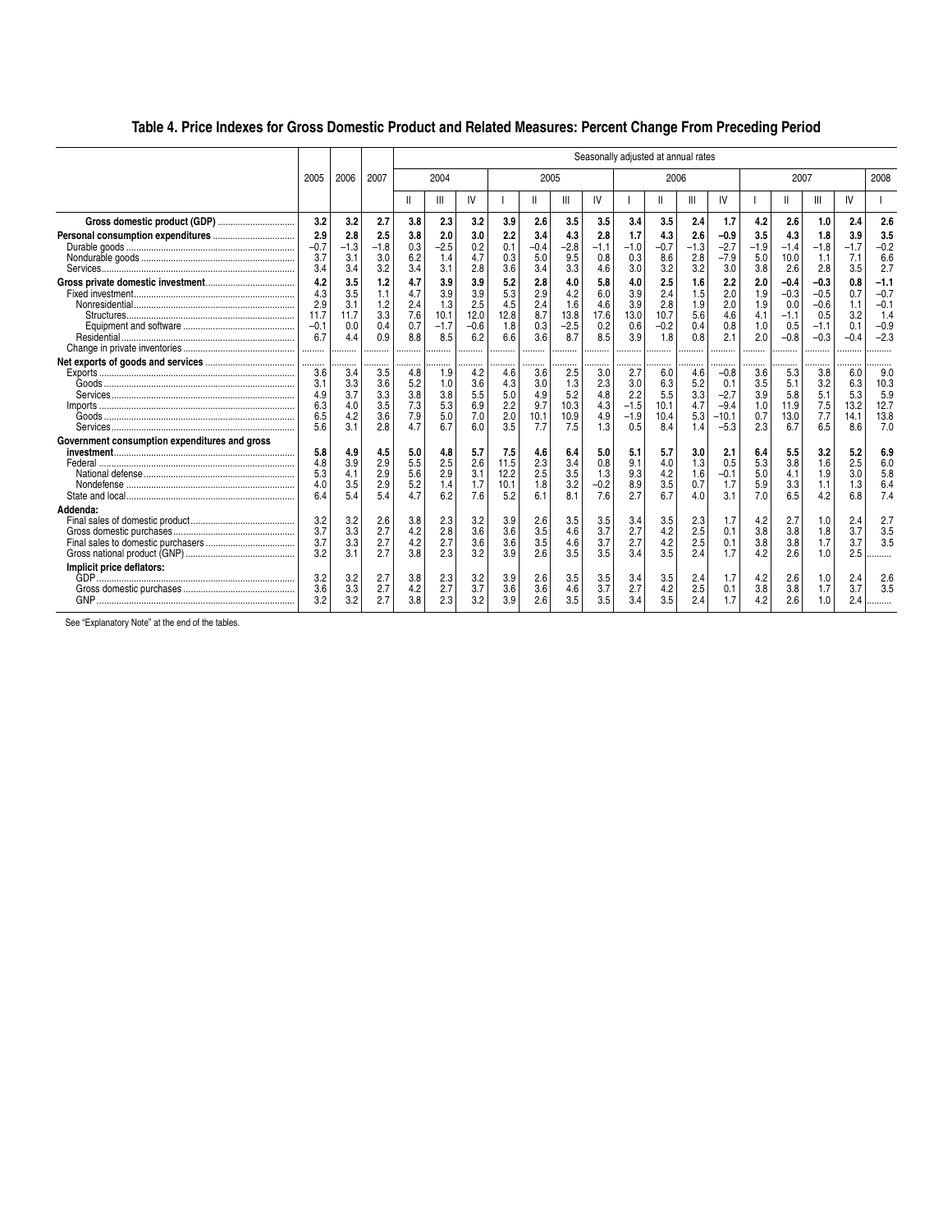## Table 4. Price Indexes for Gross Domestic Product and Related Measures: Percent Change From Preceding Period

| | 2005 | 2006 | 2007 | Seasonally adjusted at annual rates | | | | | | | | | | | | | | | |
|---|---|---|---|---|---|---|---|---|---|---|---|---|---|---|---|---|---|---|---|
| | | | | 2004 | | | 2005 | | | | 2006 | | | | 2007 | | | | 2008 |
| | | | | II | III | IV | I | II | III | IV | I | II | III | IV | I | II | III | IV | I |
| **Gross domestic product (GDP)** | **3.2** | **3.2** | **2.7** | **3.8** | **2.3** | **3.2** | **3.9** | **2.6** | **3.5** | **3.5** | **3.4** | **3.5** | **2.4** | **1.7** | **4.2** | **2.6** | **1.0** | **2.4** | **2.6** |
| **Personal consumption expenditures** | **2.9** | **2.8** | **2.5** | **3.8** | **2.0** | **3.0** | **2.2** | **3.4** | **4.3** | **2.8** | **1.7** | **4.3** | **2.6** | **−0.9** | **3.5** | **4.3** | **1.8** | **3.9** | **3.5** |
| Durable goods | −0.7 | −1.3 | −1.8 | 0.3 | −2.5 | 0.2 | 0.1 | −0.4 | −2.8 | −1.1 | −1.0 | −0.7 | −1.3 | −2.7 | −1.9 | −1.4 | −1.8 | −1.7 | −0.2 |
| Nondurable goods | 3.7 | 3.1 | 3.0 | 6.2 | 1.4 | 4.7 | 0.3 | 5.0 | 9.5 | 0.8 | 0.3 | 8.6 | 2.8 | −7.9 | 5.0 | 10.0 | 1.1 | 7.1 | 6.6 |
| Services | 3.4 | 3.4 | 3.2 | 3.4 | 3.1 | 2.8 | 3.6 | 3.4 | 3.3 | 4.6 | 3.0 | 3.2 | 3.2 | 3.0 | 3.8 | 2.6 | 2.8 | 3.5 | 2.7 |
| **Gross private domestic investment** | **4.2** | **3.5** | **1.2** | **4.7** | **3.9** | **3.9** | **5.2** | **2.8** | **4.0** | **5.8** | **4.0** | **2.5** | **1.6** | **2.2** | **2.0** | **−0.4** | **−0.3** | **0.8** | **−1.1** |
| Fixed investment | 4.3 | 3.5 | 1.1 | 4.7 | 3.9 | 3.9 | 5.3 | 2.9 | 4.2 | 6.0 | 3.9 | 2.4 | 1.5 | 2.0 | 1.9 | −0.3 | −0.5 | 0.7 | −0.7 |
| Nonresidential | 2.9 | 3.1 | 1.2 | 2.4 | 1.3 | 2.5 | 4.5 | 2.4 | 1.6 | 4.6 | 3.9 | 2.8 | 1.9 | 2.0 | 1.9 | 0.0 | −0.6 | 1.1 | −0.1 |
| Structures | 11.7 | 11.7 | 3.3 | 7.6 | 10.1 | 12.0 | 12.8 | 8.7 | 13.8 | 17.6 | 13.0 | 10.7 | 5.6 | 4.6 | 4.1 | −1.1 | 0.5 | 3.2 | 1.4 |
| Equipment and software | −0.1 | 0.0 | 0.4 | 0.7 | −1.7 | −0.6 | 1.8 | 0.3 | −2.5 | 0.2 | 0.6 | −0.2 | 0.4 | 0.8 | 1.0 | 0.5 | −1.1 | 0.1 | −0.9 |
| Residential | 6.7 | 4.4 | 0.9 | 8.8 | 8.5 | 6.2 | 6.6 | 3.6 | 8.7 | 8.5 | 3.9 | 1.8 | 0.8 | 2.1 | 2.0 | −0.8 | −0.3 | −0.4 | −2.3 |
| Change in private inventories | ......... | ......... | ......... | ......... | ......... | ......... | ......... | ......... | ......... | ......... | ......... | ......... | ......... | ......... | ......... | ......... | ......... | ......... | ......... |
| **Net exports of goods and services** | ......... | ......... | ......... | ......... | ......... | ......... | ......... | ......... | ......... | ......... | ......... | ......... | ......... | ......... | ......... | ......... | ......... | ......... | ......... |
| Exports | 3.6 | 3.4 | 3.5 | 4.8 | 1.9 | 4.2 | 4.6 | 3.6 | 2.5 | 3.0 | 2.7 | 6.0 | 4.6 | −0.8 | 3.6 | 5.3 | 3.8 | 6.0 | 9.0 |
| Goods | 3.1 | 3.3 | 3.6 | 5.2 | 1.0 | 3.6 | 4.3 | 3.0 | 1.3 | 2.3 | 3.0 | 6.3 | 5.2 | 0.1 | 3.5 | 5.1 | 3.2 | 6.3 | 10.3 |
| Services | 4.9 | 3.7 | 3.3 | 3.8 | 3.8 | 5.5 | 5.0 | 4.9 | 5.2 | 4.8 | 2.2 | 5.5 | 3.3 | −2.7 | 3.9 | 5.8 | 5.1 | 5.3 | 5.9 |
| Imports | 6.3 | 4.0 | 3.5 | 7.3 | 5.3 | 6.9 | 2.2 | 9.7 | 10.3 | 4.3 | −1.5 | 10.1 | 4.7 | −9.4 | 1.0 | 11.9 | 7.5 | 13.2 | 12.7 |
| Goods | 6.5 | 4.2 | 3.6 | 7.9 | 5.0 | 7.0 | 2.0 | 10.1 | 10.9 | 4.9 | −1.9 | 10.4 | 5.3 | −10.1 | 0.7 | 13.0 | 7.7 | 14.1 | 13.8 |
| Services | 5.6 | 3.1 | 2.8 | 4.7 | 6.7 | 6.0 | 3.5 | 7.7 | 7.5 | 1.3 | 0.5 | 8.4 | 1.4 | −5.3 | 2.3 | 6.7 | 6.5 | 8.6 | 7.0 |
| **Government consumption expenditures and gross investment** | **5.8** | **4.9** | **4.5** | **5.0** | **4.8** | **5.7** | **7.5** | **4.6** | **6.4** | **5.0** | **5.1** | **5.7** | **3.0** | **2.1** | **6.4** | **5.5** | **3.2** | **5.2** | **6.9** |
| Federal | 4.8 | 3.9 | 2.9 | 5.5 | 2.5 | 2.6 | 11.5 | 2.3 | 3.4 | 0.8 | 9.1 | 4.0 | 1.3 | 0.5 | 5.3 | 3.8 | 1.6 | 2.5 | 6.0 |
| National defense | 5.3 | 4.1 | 2.9 | 5.6 | 2.9 | 3.1 | 12.2 | 2.5 | 3.5 | 1.3 | 9.3 | 4.2 | 1.6 | −0.1 | 5.0 | 4.1 | 1.9 | 3.0 | 5.8 |
| Nondefense | 4.0 | 3.5 | 2.9 | 5.2 | 1.4 | 1.7 | 10.1 | 1.8 | 3.2 | −0.2 | 8.9 | 3.5 | 0.7 | 1.7 | 5.9 | 3.3 | 1.1 | 1.3 | 6.4 |
| State and local | 6.4 | 5.4 | 5.4 | 4.7 | 6.2 | 7.6 | 5.2 | 6.1 | 8.1 | 7.6 | 2.7 | 6.7 | 4.0 | 3.1 | 7.0 | 6.5 | 4.2 | 6.8 | 7.4 |
| **Addenda:** | | | | | | | | | | | | | | | | | | | |
| Final sales of domestic product | 3.2 | 3.2 | 2.6 | 3.8 | 2.3 | 3.2 | 3.9 | 2.6 | 3.5 | 3.5 | 3.4 | 3.5 | 2.3 | 1.7 | 4.2 | 2.7 | 1.0 | 2.4 | 2.7 |
| Gross domestic purchases | 3.7 | 3.3 | 2.7 | 4.2 | 2.8 | 3.6 | 3.6 | 3.5 | 4.6 | 3.7 | 2.7 | 4.2 | 2.5 | 0.1 | 3.8 | 3.8 | 1.8 | 3.7 | 3.5 |
| Final sales to domestic purchasers | 3.7 | 3.3 | 2.7 | 4.2 | 2.7 | 3.6 | 3.6 | 3.5 | 4.6 | 3.7 | 2.7 | 4.2 | 2.5 | 0.1 | 3.8 | 3.8 | 1.7 | 3.7 | 3.5 |
| Gross national product (GNP) | 3.2 | 3.1 | 2.7 | 3.8 | 2.3 | 3.2 | 3.9 | 2.6 | 3.5 | 3.5 | 3.4 | 3.5 | 2.4 | 1.7 | 4.2 | 2.6 | 1.0 | 2.5 | ......... |
| **Implicit price deflators:** | | | | | | | | | | | | | | | | | | | |
| GDP | 3.2 | 3.2 | 2.7 | 3.8 | 2.3 | 3.2 | 3.9 | 2.6 | 3.5 | 3.5 | 3.4 | 3.5 | 2.4 | 1.7 | 4.2 | 2.6 | 1.0 | 2.4 | 2.6 |
| Gross domestic purchases | 3.6 | 3.3 | 2.7 | 4.2 | 2.7 | 3.7 | 3.6 | 3.6 | 4.6 | 3.7 | 2.7 | 4.2 | 2.5 | 0.1 | 3.8 | 3.8 | 1.7 | 3.7 | 3.5 |
| GNP | 3.2 | 3.2 | 2.7 | 3.8 | 2.3 | 3.2 | 3.9 | 2.6 | 3.5 | 3.5 | 3.4 | 3.5 | 2.4 | 1.7 | 4.2 | 2.6 | 1.0 | 2.4 | ......... |

See "Explanatory Note" at the end of the tables.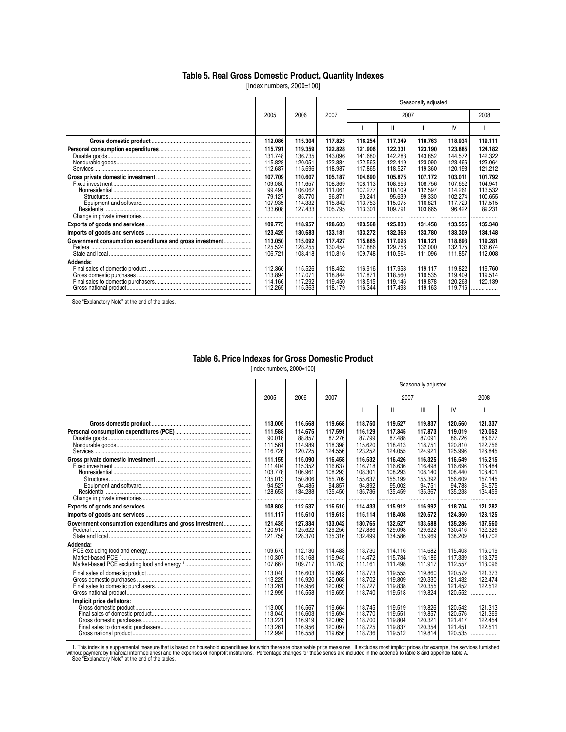## Table 5. Real Gross Domestic Product, Quantity Indexes

[Index numbers, 2000=100]

| | 2005 | 2006 | 2007 | Seasonally adjusted | | | | |
|---|---|---|---|---|---|---|---|---|
| | | | | 2007 | | | | 2008 |
| | | | | I | II | III | IV | I |
| **Gross domestic product** | **112.086** | **115.304** | **117.825** | **116.254** | **117.349** | **118.763** | **118.934** | **119.111** |
| **Personal consumption expenditures** | **115.791** | **119.359** | **122.828** | **121.906** | **122.331** | **123.190** | **123.885** | **124.182** |
| Durable goods | 131.748 | 136.735 | 143.096 | 141.680 | 142.283 | 143.852 | 144.572 | 142.322 |
| Nondurable goods | 115.828 | 120.051 | 122.884 | 122.563 | 122.419 | 123.090 | 123.466 | 123.064 |
| Services | 112.687 | 115.696 | 118.987 | 117.865 | 118.527 | 119.360 | 120.198 | 121.212 |
| **Gross private domestic investment** | **107.709** | **110.607** | **105.187** | **104.690** | **105.875** | **107.172** | **103.011** | **101.792** |
| Fixed investment | 109.080 | 111.657 | 108.369 | 108.113 | 108.956 | 108.756 | 107.652 | 104.941 |
| Nonresidential | 99.490 | 106.062 | 111.061 | 107.277 | 110.109 | 112.597 | 114.261 | 113.532 |
| Structures | 79.127 | 85.770 | 96.871 | 90.241 | 95.639 | 99.330 | 102.274 | 100.655 |
| Equipment and software | 107.935 | 114.332 | 115.842 | 113.753 | 115.075 | 116.821 | 117.720 | 117.515 |
| Residential | 133.608 | 127.433 | 105.795 | 113.301 | 109.791 | 103.665 | 96.422 | 89.231 |
| Change in private inventories | ........... | ........... | ........... | ........... | ........... | ........... | ........... | ........... |
| **Exports of goods and services** | **109.775** | **118.957** | **128.603** | **123.568** | **125.833** | **131.458** | **133.555** | **135.348** |
| **Imports of goods and services** | **123.425** | **130.683** | **133.181** | **133.272** | **132.363** | **133.780** | **133.309** | **134.148** |
| **Government consumption expenditures and gross investment** | **113.050** | **115.092** | **117.427** | **115.865** | **117.028** | **118.121** | **118.693** | **119.281** |
| Federal | 125.524 | 128.255 | 130.454 | 127.886 | 129.756 | 132.000 | 132.175 | 133.674 |
| State and local | 106.721 | 108.418 | 110.816 | 109.748 | 110.564 | 111.096 | 111.857 | 112.008 |
| **Addenda:** | | | | | | | | |
| Final sales of domestic product | 112.360 | 115.526 | 118.452 | 116.916 | 117.953 | 119.117 | 119.822 | 119.760 |
| Gross domestic purchases | 113.894 | 117.071 | 118.844 | 117.871 | 118.560 | 119.535 | 119.409 | 119.514 |
| Final sales to domestic purchasers | 114.166 | 117.292 | 119.450 | 118.515 | 119.146 | 119.878 | 120.263 | 120.139 |
| Gross national product | 112.265 | 115.363 | 118.179 | 116.344 | 117.493 | 119.163 | 119.716 | ........... |

See "Explanatory Note" at the end of the tables.

## Table 6. Price Indexes for Gross Domestic Product

[Index numbers, 2000=100]

| | 2005 | 2006 | 2007 | Seasonally adjusted | | | | |
|---|---|---|---|---|---|---|---|---|
| | | | | 2007 | | | | 2008 |
| | | | | I | II | III | IV | I |
| **Gross domestic product** | **113.005** | **116.568** | **119.668** | **118.750** | **119.527** | **119.837** | **120.560** | **121.337** |
| **Personal consumption expenditures (PCE)** | **111.588** | **114.675** | **117.591** | **116.129** | **117.345** | **117.873** | **119.019** | **120.052** |
| Durable goods | 90.018 | 88.857 | 87.276 | 87.799 | 87.488 | 87.091 | 86.726 | 86.677 |
| Nondurable goods | 111.561 | 114.989 | 118.398 | 115.620 | 118.413 | 118.751 | 120.810 | 122.756 |
| Services | 116.726 | 120.725 | 124.556 | 123.252 | 124.055 | 124.921 | 125.996 | 126.845 |
| **Gross private domestic investment** | **111.155** | **115.090** | **116.458** | **116.532** | **116.426** | **116.325** | **116.549** | **116.215** |
| Fixed investment | 111.404 | 115.352 | 116.637 | 116.718 | 116.636 | 116.498 | 116.696 | 116.484 |
| Nonresidential | 103.778 | 106.961 | 108.293 | 108.301 | 108.293 | 108.140 | 108.440 | 108.401 |
| Structures | 135.013 | 150.806 | 155.709 | 155.637 | 155.199 | 155.392 | 156.609 | 157.145 |
| Equipment and software | 94.527 | 94.485 | 94.857 | 94.892 | 95.002 | 94.751 | 94.783 | 94.575 |
| Residential | 128.653 | 134.288 | 135.450 | 135.736 | 135.459 | 135.367 | 135.238 | 134.459 |
| Change in private inventories | ........... | ........... | ........... | ........... | ........... | ........... | ........... | ........... |
| **Exports of goods and services** | **108.803** | **112.537** | **116.510** | **114.433** | **115.912** | **116.992** | **118.704** | **121.282** |
| **Imports of goods and services** | **111.117** | **115.610** | **119.613** | **115.114** | **118.408** | **120.572** | **124.360** | **128.125** |
| **Government consumption expenditures and gross investment** | **121.435** | **127.334** | **133.042** | **130.765** | **132.527** | **133.588** | **135.286** | **137.560** |
| Federal | 120.914 | 125.622 | 129.256 | 127.886 | 129.098 | 129.622 | 130.416 | 132.326 |
| State and local | 121.758 | 128.370 | 135.316 | 132.499 | 134.586 | 135.969 | 138.209 | 140.702 |
| **Addenda:** | | | | | | | | |
| PCE excluding food and energy | 109.670 | 112.130 | 114.483 | 113.730 | 114.116 | 114.682 | 115.403 | 116.019 |
| Market-based PCE [1] | 110.307 | 113.168 | 115.945 | 114.472 | 115.784 | 116.186 | 117.339 | 118.379 |
| Market-based PCE excluding food and energy [1] | 107.667 | 109.717 | 111.783 | 111.161 | 111.498 | 111.917 | 112.557 | 113.096 |
| Final sales of domestic product | 113.040 | 116.603 | 119.692 | 118.773 | 119.555 | 119.860 | 120.579 | 121.373 |
| Gross domestic purchases | 113.225 | 116.920 | 120.068 | 118.702 | 119.809 | 120.330 | 121.432 | 122.474 |
| Final sales to domestic purchasers | 113.261 | 116.956 | 120.093 | 118.727 | 119.838 | 120.355 | 121.452 | 122.512 |
| Gross national product | 112.999 | 116.558 | 119.659 | 118.740 | 119.518 | 119.824 | 120.552 | ........... |
| **Implicit price deflators:** | | | | | | | | |
| Gross domestic product | 113.000 | 116.567 | 119.664 | 118.745 | 119.519 | 119.826 | 120.542 | 121.313 |
| Final sales of domestic product | 113.040 | 116.603 | 119.694 | 118.770 | 119.551 | 119.857 | 120.576 | 121.369 |
| Gross domestic purchases | 113.221 | 116.919 | 120.065 | 118.700 | 119.804 | 120.321 | 121.417 | 122.454 |
| Final sales to domestic purchasers | 113.261 | 116.956 | 120.097 | 118.725 | 119.837 | 120.354 | 121.451 | 122.511 |
| Gross national product | 112.994 | 116.558 | 119.656 | 118.736 | 119.512 | 119.814 | 120.535 | ........... |

1. This index is a supplemental measure that is based on household expenditures for which there are observable price measures. It excludes most implicit prices (for example, the services furnished without payment by financial intermediaries) and the expenses of nonprofit institutions. Percentage changes for these series are included in the addenda to table 8 and appendix table A.

See "Explanatory Note" at the end of the tables.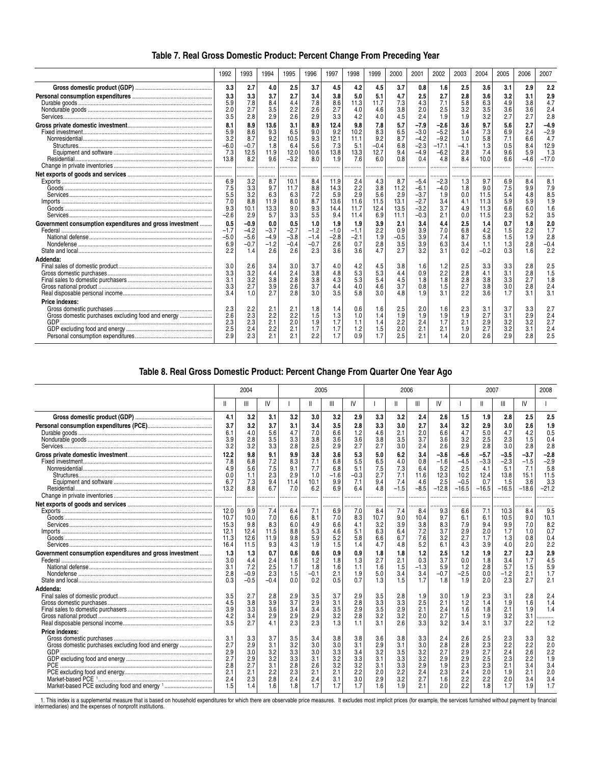## Table 7. Real Gross Domestic Product: Percent Change From Preceding Year

| | 1992 | 1993 | 1994 | 1995 | 1996 | 1997 | 1998 | 1999 | 2000 | 2001 | 2002 | 2003 | 2004 | 2005 | 2006 | 2007 |
|---|---|---|---|---|---|---|---|---|---|---|---|---|---|---|---|---|
| **Gross domestic product (GDP)** | **3.3** | **2.7** | **4.0** | **2.5** | **3.7** | **4.5** | **4.2** | **4.5** | **3.7** | **0.8** | **1.6** | **2.5** | **3.6** | **3.1** | **2.9** | **2.2** |
| **Personal consumption expenditures** | **3.3** | **3.3** | **3.7** | **2.7** | **3.4** | **3.8** | **5.0** | **5.1** | **4.7** | **2.5** | **2.7** | **2.8** | **3.6** | **3.2** | **3.1** | **2.9** |
| Durable goods | 5.9 | 7.8 | 8.4 | 4.4 | 7.8 | 8.6 | 11.3 | 11.7 | 7.3 | 4.3 | 7.1 | 5.8 | 6.3 | 4.9 | 3.8 | 4.7 |
| Nondurable goods | 2.0 | 2.7 | 3.5 | 2.2 | 2.6 | 2.7 | 4.0 | 4.6 | 3.8 | 2.0 | 2.5 | 3.2 | 3.5 | 3.6 | 3.6 | 2.4 |
| Services | 3.5 | 2.8 | 2.9 | 2.6 | 2.9 | 3.3 | 4.2 | 4.0 | 4.5 | 2.4 | 1.9 | 1.9 | 3.2 | 2.7 | 2.7 | 2.8 |
| **Gross private domestic investment** | **8.1** | **8.9** | **13.6** | **3.1** | **8.9** | **12.4** | **9.8** | **7.8** | **5.7** | **–7.9** | **–2.6** | **3.6** | **9.7** | **5.6** | **2.7** | **–4.9** |
| Fixed investment | 5.9 | 8.6 | 9.3 | 6.5 | 9.0 | 9.2 | 10.2 | 8.3 | 6.5 | –3.0 | –5.2 | 3.4 | 7.3 | 6.9 | 2.4 | –2.9 |
| Nonresidential | 3.2 | 8.7 | 9.2 | 10.5 | 9.3 | 12.1 | 11.1 | 9.2 | 8.7 | –4.2 | –9.2 | 1.0 | 5.8 | 7.1 | 6.6 | 4.7 |
| Structures | –6.0 | –0.7 | 1.8 | 6.4 | 5.6 | 7.3 | 5.1 | –0.4 | 6.8 | –2.3 | –17.1 | –4.1 | 1.3 | 0.5 | 8.4 | 12.9 |
| Equipment and software | 7.3 | 12.5 | 11.9 | 12.0 | 10.6 | 13.8 | 13.3 | 12.7 | 9.4 | –4.9 | –6.2 | 2.8 | 7.4 | 9.6 | 5.9 | 1.3 |
| Residential | 13.8 | 8.2 | 9.6 | –3.2 | 8.0 | 1.9 | 7.6 | 6.0 | 0.8 | 0.4 | 4.8 | 8.4 | 10.0 | 6.6 | –4.6 | –17.0 |
| Change in private inventories | ........ | ........ | ........ | ........ | ........ | ........ | ........ | ........ | ........ | ........ | ........ | ........ | ........ | ........ | ........ | ........ |
| **Net exports of goods and services** | ........ | ........ | ........ | ........ | ........ | ........ | ........ | ........ | ........ | ........ | ........ | ........ | ........ | ........ | ........ | ........ |
| Exports | 6.9 | 3.2 | 8.7 | 10.1 | 8.4 | 11.9 | 2.4 | 4.3 | 8.7 | –5.4 | –2.3 | 1.3 | 9.7 | 6.9 | 8.4 | 8.1 |
| Goods | 7.5 | 3.3 | 9.7 | 11.7 | 8.8 | 14.3 | 2.2 | 3.8 | 11.2 | –6.1 | –4.0 | 1.8 | 9.0 | 7.5 | 9.9 | 7.9 |
| Services | 5.5 | 3.2 | 6.3 | 6.3 | 7.2 | 5.9 | 2.9 | 5.6 | 2.9 | –3.7 | 1.9 | 0.0 | 11.5 | 5.4 | 4.8 | 8.5 |
| Imports | 7.0 | 8.8 | 11.9 | 8.0 | 8.7 | 13.6 | 11.6 | 11.5 | 13.1 | –2.7 | 3.4 | 4.1 | 11.3 | 5.9 | 5.9 | 1.9 |
| Goods | 9.3 | 10.1 | 13.3 | 9.0 | 9.3 | 14.4 | 11.7 | 12.4 | 13.5 | –3.2 | 3.7 | 4.9 | 11.3 | 6.6 | 6.0 | 1.6 |
| Services | –2.6 | 2.9 | 5.7 | 3.3 | 5.5 | 9.4 | 11.4 | 6.9 | 11.1 | –0.3 | 2.1 | 0.0 | 11.5 | 2.3 | 5.2 | 3.5 |
| **Government consumption expenditures and gross investment** | **0.5** | **–0.9** | **0.0** | **0.5** | **1.0** | **1.9** | **1.9** | **3.9** | **2.1** | **3.4** | **4.4** | **2.5** | **1.4** | **0.7** | **1.8** | **2.0** |
| Federal | –1.7 | –4.2 | –3.7 | –2.7 | –1.2 | –1.0 | –1.1 | 2.2 | 0.9 | 3.9 | 7.0 | 6.8 | 4.2 | 1.5 | 2.2 | 1.7 |
| National defense | –5.0 | –5.6 | –4.9 | –3.8 | –1.4 | –2.8 | –2.1 | 1.9 | –0.5 | 3.9 | 7.4 | 8.7 | 5.8 | 1.5 | 1.9 | 2.8 |
| Nondefense | 6.9 | –0.7 | –1.2 | –0.4 | –0.7 | 2.6 | 0.7 | 2.8 | 3.5 | 3.9 | 6.3 | 3.4 | 1.1 | 1.3 | 2.8 | –0.4 |
| State and local | 2.2 | 1.4 | 2.6 | 2.6 | 2.3 | 3.6 | 3.6 | 4.7 | 2.7 | 3.2 | 3.1 | 0.2 | –0.2 | 0.3 | 1.6 | 2.2 |
| **Addenda:** | | | | | | | | | | | | | | | | |
| Final sales of domestic product | 3.0 | 2.6 | 3.4 | 3.0 | 3.7 | 4.0 | 4.2 | 4.5 | 3.8 | 1.6 | 1.2 | 2.5 | 3.3 | 3.3 | 2.8 | 2.5 |
| Gross domestic purchases | 3.3 | 3.2 | 4.4 | 2.4 | 3.8 | 4.8 | 5.3 | 5.3 | 4.4 | 0.9 | 2.2 | 2.8 | 4.1 | 3.1 | 2.8 | 1.5 |
| Final sales to domestic purchasers | 3.1 | 3.2 | 3.8 | 2.8 | 3.8 | 4.3 | 5.3 | 5.4 | 4.5 | 1.8 | 1.8 | 2.8 | 3.8 | 3.3 | 2.7 | 1.8 |
| Gross national product | 3.3 | 2.7 | 3.9 | 2.6 | 3.7 | 4.4 | 4.0 | 4.6 | 3.7 | 0.8 | 1.5 | 2.7 | 3.8 | 3.0 | 2.8 | 2.4 |
| Real disposable personal income | 3.4 | 1.0 | 2.7 | 2.8 | 3.0 | 3.5 | 5.8 | 3.0 | 4.8 | 1.9 | 3.1 | 2.2 | 3.6 | 1.7 | 3.1 | 3.1 |
| **Price indexes:** | | | | | | | | | | | | | | | | |
| Gross domestic purchases | 2.3 | 2.2 | 2.1 | 2.1 | 1.8 | 1.4 | 0.6 | 1.6 | 2.5 | 2.0 | 1.6 | 2.3 | 3.1 | 3.7 | 3.3 | 2.7 |
| Gross domestic purchases excluding food and energy | 2.6 | 2.3 | 2.2 | 2.2 | 1.5 | 1.3 | 1.0 | 1.4 | 1.9 | 1.9 | 1.9 | 1.9 | 2.7 | 3.1 | 2.9 | 2.4 |
| GDP | 2.3 | 2.3 | 2.1 | 2.0 | 1.9 | 1.7 | 1.1 | 1.4 | 2.2 | 2.4 | 1.7 | 2.1 | 2.9 | 3.2 | 3.2 | 2.7 |
| GDP excluding food and energy | 2.5 | 2.4 | 2.2 | 2.1 | 1.7 | 1.7 | 1.2 | 1.5 | 2.0 | 2.1 | 2.1 | 1.9 | 2.7 | 3.2 | 3.1 | 2.4 |
| Personal consumption expenditures | 2.9 | 2.3 | 2.1 | 2.1 | 2.2 | 1.7 | 0.9 | 1.7 | 2.5 | 2.1 | 1.4 | 2.0 | 2.6 | 2.9 | 2.8 | 2.5 |

## Table 8. Real Gross Domestic Product: Percent Change From Quarter One Year Ago

| | 2004 | | | 2005 | | | | 2006 | | | | 2007 | | | | 2008 |
|---|---|---|---|---|---|---|---|---|---|---|---|---|---|---|---|---|
| | II | III | IV | I | II | III | IV | I | II | III | IV | I | II | III | IV | I |
| **Gross domestic product (GDP)** | **4.1** | **3.2** | **3.1** | **3.2** | **3.0** | **3.2** | **2.9** | **3.3** | **3.2** | **2.4** | **2.6** | **1.5** | **1.9** | **2.8** | **2.5** | **2.5** |
| **Personal consumption expenditures (PCE)** | **3.7** | **3.2** | **3.7** | **3.1** | **3.4** | **3.5** | **2.8** | **3.3** | **3.0** | **2.7** | **3.4** | **3.2** | **2.9** | **3.0** | **2.6** | **1.9** |
| Durable goods | 6.1 | 4.0 | 5.6 | 4.7 | 7.0 | 6.6 | 1.2 | 4.6 | 2.1 | 2.0 | 6.6 | 4.7 | 5.0 | 4.7 | 4.2 | 0.5 |
| Nondurable goods | 3.9 | 2.8 | 3.5 | 3.3 | 3.8 | 3.6 | 3.6 | 3.8 | 3.5 | 3.7 | 3.6 | 3.2 | 2.5 | 2.3 | 1.5 | 0.4 |
| Services | 3.2 | 3.2 | 3.3 | 2.8 | 2.5 | 2.9 | 2.7 | 2.7 | 3.0 | 2.4 | 2.6 | 2.9 | 2.8 | 3.0 | 2.8 | 2.8 |
| **Gross private domestic investment** | **12.2** | **9.8** | **9.1** | **9.9** | **3.8** | **3.6** | **5.3** | **5.0** | **6.2** | **3.4** | **–3.6** | **–6.6** | **–5.7** | **–3.5** | **–3.7** | **–2.8** |
| Fixed investment | 7.8 | 6.8 | 7.2 | 8.3 | 7.1 | 6.8 | 5.5 | 6.5 | 4.0 | 0.8 | –1.6 | –4.5 | –3.3 | –2.3 | –1.5 | –2.9 |
| Nonresidential | 4.9 | 5.6 | 7.5 | 9.1 | 7.7 | 6.8 | 5.1 | 7.5 | 7.3 | 6.4 | 5.2 | 2.5 | 4.1 | 5.1 | 7.1 | 5.8 |
| Structures | 0.0 | 1.1 | 2.3 | 2.9 | 1.0 | –1.6 | –0.3 | 2.7 | 7.1 | 11.6 | 12.3 | 10.2 | 12.4 | 13.8 | 15.1 | 11.5 |
| Equipment and software | 6.7 | 7.3 | 9.4 | 11.4 | 10.1 | 9.9 | 7.1 | 9.4 | 7.4 | 4.6 | 2.5 | –0.5 | 0.7 | 1.5 | 3.6 | 3.3 |
| Residential | 13.2 | 8.8 | 6.7 | 7.0 | 6.2 | 6.9 | 6.4 | 4.8 | –1.5 | –8.5 | –12.8 | –16.5 | –16.5 | –16.5 | –18.6 | –21.2 |
| Change in private inventories | ........ | ........ | ........ | ........ | ........ | ........ | ........ | ........ | ........ | ........ | ........ | ........ | ........ | ........ | ........ | ........ |
| **Net exports of goods and services** | ........ | ........ | ........ | ........ | ........ | ........ | ........ | ........ | ........ | ........ | ........ | ........ | ........ | ........ | ........ | ........ |
| Exports | 12.0 | 9.9 | 7.4 | 6.4 | 7.1 | 6.9 | 7.0 | 8.4 | 7.4 | 8.4 | 9.3 | 6.6 | 7.1 | 10.3 | 8.4 | 9.5 |
| Goods | 10.7 | 10.0 | 7.0 | 6.6 | 8.1 | 7.0 | 8.3 | 10.7 | 9.0 | 10.4 | 9.7 | 6.1 | 6.1 | 10.5 | 9.0 | 10.1 |
| Services | 15.3 | 9.8 | 8.3 | 6.0 | 4.9 | 6.6 | 4.1 | 3.2 | 3.9 | 3.8 | 8.3 | 7.9 | 9.4 | 9.9 | 7.0 | 8.2 |
| Imports | 12.1 | 12.4 | 11.5 | 8.8 | 5.3 | 4.6 | 5.1 | 6.3 | 6.4 | 7.2 | 3.7 | 2.9 | 2.0 | 1.7 | 1.0 | 0.7 |
| Goods | 11.3 | 12.6 | 11.9 | 9.8 | 5.9 | 5.2 | 5.8 | 6.6 | 6.7 | 7.6 | 3.2 | 2.7 | 1.7 | 1.3 | 0.8 | 0.4 |
| Services | 16.4 | 11.5 | 9.3 | 4.3 | 1.9 | 1.5 | 1.4 | 4.7 | 4.8 | 5.2 | 6.1 | 4.3 | 3.9 | 4.0 | 2.0 | 2.2 |
| **Government consumption expenditures and gross investment** | **1.3** | **1.3** | **0.7** | **0.6** | **0.6** | **0.9** | **0.9** | **1.8** | **1.8** | **1.2** | **2.5** | **1.2** | **1.9** | **2.7** | **2.3** | **2.9** |
| Federal | 3.0 | 4.4 | 2.4 | 1.6 | 1.2 | 1.8 | 1.3 | 2.7 | 2.1 | 0.3 | 3.7 | 0.0 | 1.8 | 3.4 | 1.7 | 4.5 |
| National defense | 3.1 | 7.2 | 2.5 | 1.7 | 1.8 | 1.6 | 1.1 | 1.6 | 1.5 | –1.3 | 5.9 | 1.2 | 2.8 | 5.7 | 1.5 | 5.9 |
| Nondefense | 2.8 | –0.9 | 2.3 | 1.5 | –0.1 | 2.1 | 1.9 | 5.0 | 3.4 | 3.4 | –0.7 | –2.5 | 0.0 | –1.2 | 2.1 | 1.7 |
| State and local | 0.3 | –0.5 | –0.4 | 0.0 | 0.2 | 0.5 | 0.7 | 1.3 | 1.5 | 1.7 | 1.8 | 1.9 | 2.0 | 2.3 | 2.7 | 2.1 |
| **Addenda:** | | | | | | | | | | | | | | | | |
| Final sales of domestic product | 3.5 | 2.7 | 2.8 | 2.9 | 3.5 | 3.7 | 2.9 | 3.5 | 2.8 | 1.9 | 3.0 | 1.9 | 2.3 | 3.1 | 2.8 | 2.4 |
| Gross domestic purchases | 4.5 | 3.8 | 3.9 | 3.7 | 2.9 | 3.1 | 2.8 | 3.3 | 3.3 | 2.5 | 2.1 | 1.2 | 1.4 | 1.9 | 1.6 | 1.4 |
| Final sales to domestic purchasers | 3.9 | 3.3 | 3.6 | 3.4 | 3.4 | 3.5 | 2.9 | 3.5 | 2.9 | 2.1 | 2.4 | 1.6 | 1.8 | 2.1 | 1.9 | 1.4 |
| Gross national product | 4.2 | 3.4 | 2.9 | 2.9 | 2.9 | 3.2 | 2.8 | 3.2 | 3.2 | 2.0 | 2.7 | 1.5 | 1.9 | 3.2 | 3.1 | ........ |
| Real disposable personal income | 3.5 | 2.7 | 4.1 | 2.3 | 2.3 | 1.3 | 1.1 | 3.1 | 2.6 | 3.3 | 3.2 | 3.4 | 3.1 | 3.7 | 2.2 | 1.2 |
| **Price indexes:** | | | | | | | | | | | | | | | | |
| Gross domestic purchases | 3.1 | 3.3 | 3.7 | 3.5 | 3.4 | 3.8 | 3.8 | 3.6 | 3.8 | 3.3 | 2.4 | 2.6 | 2.5 | 2.3 | 3.3 | 3.2 |
| Gross domestic purchases excluding food and energy | 2.7 | 2.9 | 3.1 | 3.2 | 3.0 | 3.0 | 3.1 | 2.9 | 3.1 | 3.0 | 2.8 | 2.8 | 2.3 | 2.2 | 2.2 | 2.0 |
| GDP | 2.9 | 3.0 | 3.2 | 3.3 | 3.0 | 3.3 | 3.4 | 3.2 | 3.5 | 3.2 | 2.7 | 2.9 | 2.7 | 2.4 | 2.6 | 2.2 |
| GDP excluding food and energy | 2.7 | 2.9 | 3.2 | 3.3 | 3.1 | 3.2 | 3.3 | 3.1 | 3.3 | 3.2 | 2.9 | 2.9 | 2.5 | 2.3 | 2.2 | 1.9 |
| PCE | 2.8 | 2.7 | 3.1 | 2.8 | 2.6 | 3.2 | 3.2 | 3.1 | 3.3 | 2.9 | 1.9 | 2.3 | 2.3 | 2.1 | 3.4 | 3.4 |
| PCE excluding food and energy | 2.1 | 2.1 | 2.2 | 2.3 | 2.1 | 2.1 | 2.2 | 2.0 | 2.2 | 2.4 | 2.3 | 2.4 | 2.0 | 1.9 | 2.1 | 2.0 |
| Market-based PCE [1] | 2.4 | 2.3 | 2.8 | 2.4 | 2.4 | 3.1 | 3.0 | 2.9 | 3.2 | 2.7 | 1.6 | 2.2 | 2.2 | 2.0 | 3.4 | 3.4 |
| Market-based PCE excluding food and energy [1] | 1.5 | 1.4 | 1.6 | 1.8 | 1.7 | 1.7 | 1.7 | 1.6 | 1.9 | 2.1 | 2.0 | 2.2 | 1.8 | 1.7 | 1.9 | 1.7 |

1. This index is a supplemental measure that is based on household expenditures for which there are observable price measures. It excludes most implicit prices (for example, the services furnished without payment by financial intermediaries) and the expenses of nonprofit institutions.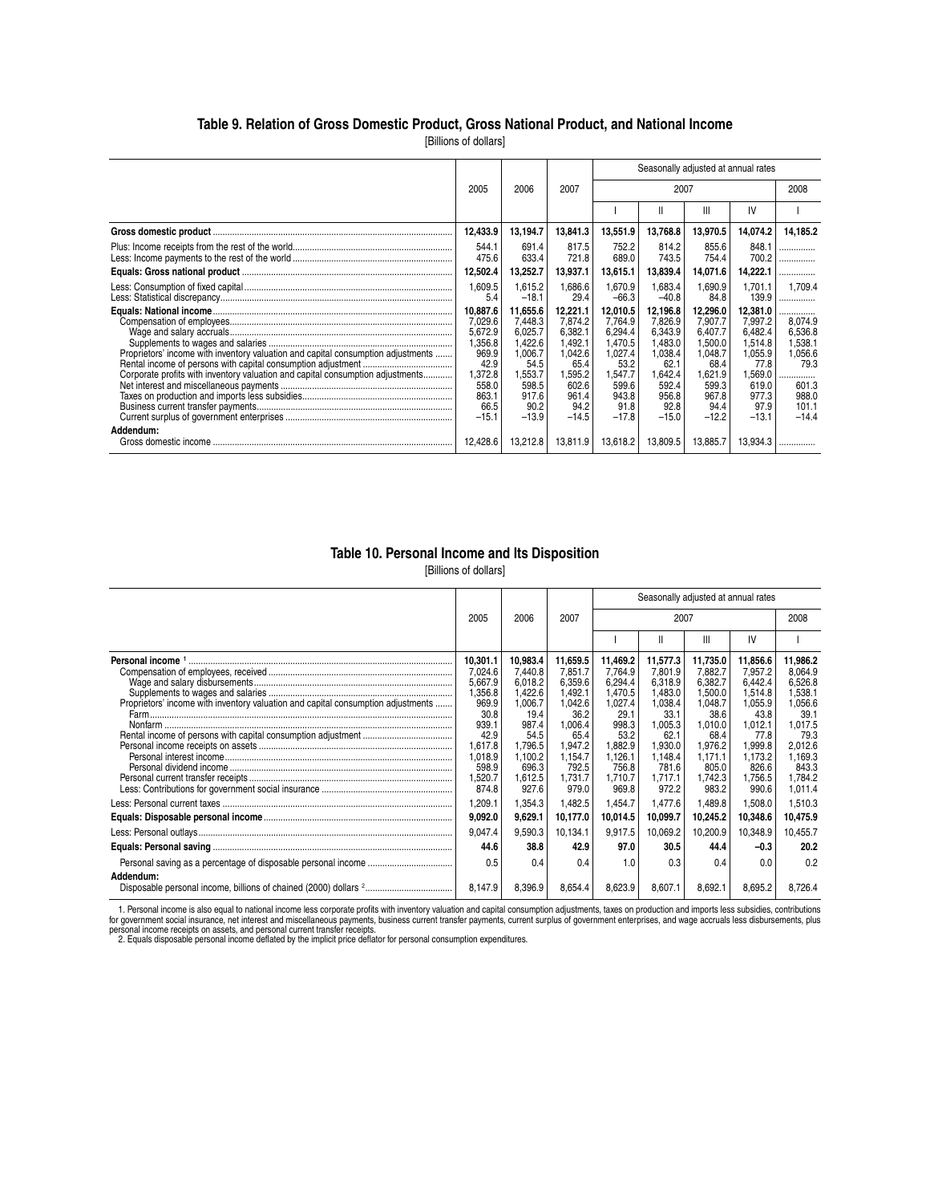## Table 9. Relation of Gross Domestic Product, Gross National Product, and National Income

[Billions of dollars]

| | 2005 | 2006 | 2007 | Seasonally adjusted at annual rates | | | | |
|---|---|---|---|---|---|---|---|---|
| | | | | 2007 | | | | 2008 |
| | | | | I | II | III | IV | I |
| **Gross domestic product** | **12,433.9** | **13,194.7** | **13,841.3** | **13,551.9** | **13,768.8** | **13,970.5** | **14,074.2** | **14,185.2** |
| Plus: Income receipts from the rest of the world | 544.1 | 691.4 | 817.5 | 752.2 | 814.2 | 855.6 | 848.1 | ............... |
| Less: Income payments to the rest of the world | 475.6 | 633.4 | 721.8 | 689.0 | 743.5 | 754.4 | 700.2 | ............... |
| **Equals: Gross national product** | **12,502.4** | **13,252.7** | **13,937.1** | **13,615.1** | **13,839.4** | **14,071.6** | **14,222.1** | ............... |
| Less: Consumption of fixed capital | 1,609.5 | 1,615.2 | 1,686.6 | 1,670.9 | 1,683.4 | 1,690.9 | 1,701.1 | 1,709.4 |
| Less: Statistical discrepancy | 5.4 | −18.1 | 29.4 | −66.3 | −40.8 | 84.8 | 139.9 | ............... |
| **Equals: National income** | **10,887.6** | **11,655.6** | **12,221.1** | **12,010.5** | **12,196.8** | **12,296.0** | **12,381.0** | ............... |
| Compensation of employees | 7,029.6 | 7,448.3 | 7,874.2 | 7,764.9 | 7,826.9 | 7,907.7 | 7,997.2 | 8,074.9 |
| Wage and salary accruals | 5,672.9 | 6,025.7 | 6,382.1 | 6,294.4 | 6,343.9 | 6,407.7 | 6,482.4 | 6,536.8 |
| Supplements to wages and salaries | 1,356.8 | 1,422.6 | 1,492.1 | 1,470.5 | 1,483.0 | 1,500.0 | 1,514.8 | 1,538.1 |
| Proprietors' income with inventory valuation and capital consumption adjustments | 969.9 | 1,006.7 | 1,042.6 | 1,027.4 | 1,038.4 | 1,048.7 | 1,055.9 | 1,056.6 |
| Rental income of persons with capital consumption adjustment | 42.9 | 54.5 | 65.4 | 53.2 | 62.1 | 68.4 | 77.8 | 79.3 |
| Corporate profits with inventory valuation and capital consumption adjustments | 1,372.8 | 1,553.7 | 1,595.2 | 1,547.7 | 1,642.4 | 1,621.9 | 1,569.0 | ............... |
| Net interest and miscellaneous payments | 558.0 | 598.5 | 602.6 | 599.6 | 592.4 | 599.3 | 619.0 | 601.3 |
| Taxes on production and imports less subsidies | 863.1 | 917.6 | 961.4 | 943.8 | 956.8 | 967.8 | 977.3 | 988.0 |
| Business current transfer payments | 66.5 | 90.2 | 94.2 | 91.8 | 92.8 | 94.4 | 97.9 | 101.1 |
| Current surplus of government enterprises | −15.1 | −13.9 | −14.5 | −17.8 | −15.0 | −12.2 | −13.1 | −14.4 |
| **Addendum:** | | | | | | | | |
| Gross domestic income | 12,428.6 | 13,212.8 | 13,811.9 | 13,618.2 | 13,809.5 | 13,885.7 | 13,934.3 | ............... |

## Table 10. Personal Income and Its Disposition

[Billions of dollars]

| | 2005 | 2006 | 2007 | Seasonally adjusted at annual rates | | | | |
|---|---|---|---|---|---|---|---|---|
| | | | | 2007 | | | | 2008 |
| | | | | I | II | III | IV | I |
| **Personal income** [1] | **10,301.1** | **10,983.4** | **11,659.5** | **11,469.2** | **11,577.3** | **11,735.0** | **11,856.6** | **11,986.2** |
| Compensation of employees, received | 7,024.6 | 7,440.8 | 7,851.7 | 7,764.9 | 7,801.9 | 7,882.7 | 7,957.2 | 8,064.9 |
| Wage and salary disbursements | 5,667.9 | 6,018.2 | 6,359.6 | 6,294.4 | 6,318.9 | 6,382.7 | 6,442.4 | 6,526.8 |
| Supplements to wages and salaries | 1,356.8 | 1,422.6 | 1,492.1 | 1,470.5 | 1,483.0 | 1,500.0 | 1,514.8 | 1,538.1 |
| Proprietors' income with inventory valuation and capital consumption adjustments | 969.9 | 1,006.7 | 1,042.6 | 1,027.4 | 1,038.4 | 1,048.7 | 1,055.9 | 1,056.6 |
| Farm | 30.8 | 19.4 | 36.2 | 29.1 | 33.1 | 38.6 | 43.8 | 39.1 |
| Nonfarm | 939.1 | 987.4 | 1,006.4 | 998.3 | 1,005.3 | 1,010.0 | 1,012.1 | 1,017.5 |
| Rental income of persons with capital consumption adjustment | 42.9 | 54.5 | 65.4 | 53.2 | 62.1 | 68.4 | 77.8 | 79.3 |
| Personal income receipts on assets | 1,617.8 | 1,796.5 | 1,947.2 | 1,882.9 | 1,930.0 | 1,976.2 | 1,999.8 | 2,012.6 |
| Personal interest income | 1,018.9 | 1,100.2 | 1,154.7 | 1,126.1 | 1,148.4 | 1,171.1 | 1,173.2 | 1,169.3 |
| Personal dividend income | 598.9 | 696.3 | 792.5 | 756.8 | 781.6 | 805.0 | 826.6 | 843.3 |
| Personal current transfer receipts | 1,520.7 | 1,612.5 | 1,731.7 | 1,710.7 | 1,717.1 | 1,742.3 | 1,756.5 | 1,784.2 |
| Less: Contributions for government social insurance | 874.8 | 927.6 | 979.0 | 969.8 | 972.2 | 983.2 | 990.6 | 1,011.4 |
| Less: Personal current taxes | 1,209.1 | 1,354.3 | 1,482.5 | 1,454.7 | 1,477.6 | 1,489.8 | 1,508.0 | 1,510.3 |
| **Equals: Disposable personal income** | **9,092.0** | **9,629.1** | **10,177.0** | **10,014.5** | **10,099.7** | **10,245.2** | **10,348.6** | **10,475.9** |
| Less: Personal outlays | 9,047.4 | 9,590.3 | 10,134.1 | 9,917.5 | 10,069.2 | 10,200.9 | 10,348.9 | 10,455.7 |
| **Equals: Personal saving** | **44.6** | **38.8** | **42.9** | **97.0** | **30.5** | **44.4** | **−0.3** | **20.2** |
| Personal saving as a percentage of disposable personal income | 0.5 | 0.4 | 0.4 | 1.0 | 0.3 | 0.4 | 0.0 | 0.2 |
| **Addendum:** | | | | | | | | |
| Disposable personal income, billions of chained (2000) dollars [2] | 8,147.9 | 8,396.9 | 8,654.4 | 8,623.9 | 8,607.1 | 8,692.1 | 8,695.2 | 8,726.4 |

1. Personal income is also equal to national income less corporate profits with inventory valuation and capital consumption adjustments, taxes on production and imports less subsidies, contributions for government social insurance, net interest and miscellaneous payments, business current transfer payments, current surplus of government enterprises, and wage accruals less disbursements, plus personal income receipts on assets, and personal current transfer receipts.
2. Equals disposable personal income deflated by the implicit price deflator for personal consumption expenditures.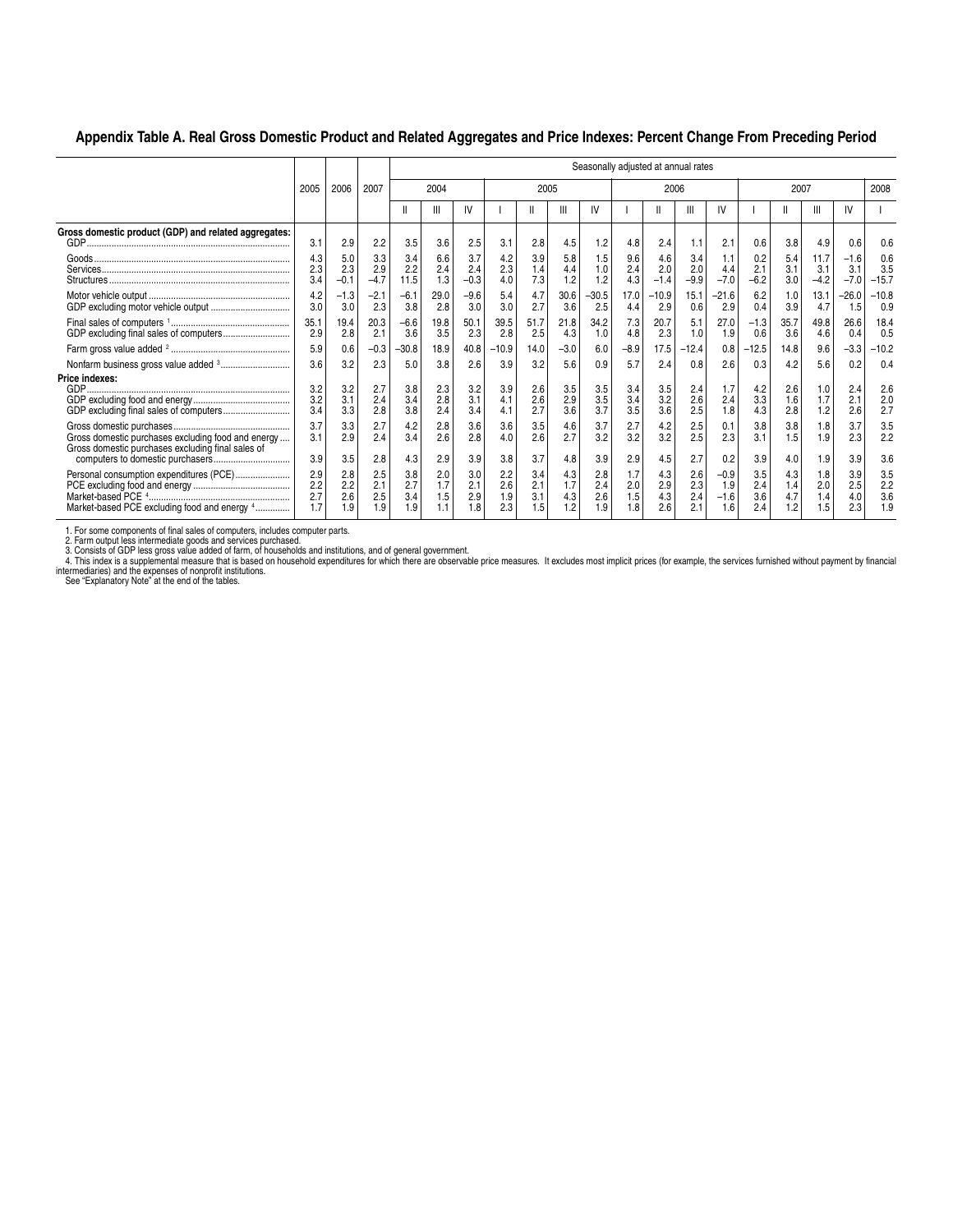## Appendix Table A. Real Gross Domestic Product and Related Aggregates and Price Indexes: Percent Change From Preceding Period

| | 2005 | 2006 | 2007 | Seasonally adjusted at annual rates | | | | | | | | | | | | | | | |
|---|---|---|---|---|---|---|---|---|---|---|---|---|---|---|---|---|---|---|---|
| | | | | 2004 | | | 2005 | | | | 2006 | | | | 2007 | | | | 2008 |
| | | | | II | III | IV | I | II | III | IV | I | II | III | IV | I | II | III | IV | I |
| **Gross domestic product (GDP) and related aggregates:** | | | | | | | | | | | | | | | | | | | |
| GDP | 3.1 | 2.9 | 2.2 | 3.5 | 3.6 | 2.5 | 3.1 | 2.8 | 4.5 | 1.2 | 4.8 | 2.4 | 1.1 | 2.1 | 0.6 | 3.8 | 4.9 | 0.6 | 0.6 |
| Goods | 4.3 | 5.0 | 3.3 | 3.4 | 6.6 | 3.7 | 4.2 | 3.9 | 5.8 | 1.5 | 9.6 | 4.6 | 3.4 | 1.1 | 0.2 | 5.4 | 11.7 | −1.6 | 0.6 |
| Services | 2.3 | 2.3 | 2.9 | 2.2 | 2.4 | 2.4 | 2.3 | 1.4 | 4.4 | 1.0 | 2.4 | 2.0 | 2.0 | 4.4 | 2.1 | 3.1 | 3.1 | 3.1 | 3.5 |
| Structures | 3.4 | −0.1 | −4.7 | 11.5 | 1.3 | −0.3 | 4.0 | 7.3 | 1.2 | 1.2 | 4.3 | −1.4 | −9.9 | −7.0 | −6.2 | 3.0 | −4.2 | −7.0 | −15.7 |
| Motor vehicle output | 4.2 | −1.3 | −2.1 | −6.1 | 29.0 | −9.6 | 5.4 | 4.7 | 30.6 | −30.5 | 17.0 | −10.9 | 15.1 | −21.6 | 6.2 | 1.0 | 13.1 | −26.0 | −10.8 |
| GDP excluding motor vehicle output | 3.0 | 3.0 | 2.3 | 3.8 | 2.8 | 3.0 | 3.0 | 2.7 | 3.6 | 2.5 | 4.4 | 2.9 | 0.6 | 2.9 | 0.4 | 3.9 | 4.7 | 1.5 | 0.9 |
| Final sales of computers [1] | 35.1 | 19.4 | 20.3 | −6.6 | 19.8 | 50.1 | 39.5 | 51.7 | 21.8 | 34.2 | 7.3 | 20.7 | 5.1 | 27.0 | −1.3 | 35.7 | 49.8 | 26.6 | 18.4 |
| GDP excluding final sales of computers | 2.9 | 2.8 | 2.1 | 3.6 | 3.5 | 2.3 | 2.8 | 2.5 | 4.3 | 1.0 | 4.8 | 2.3 | 1.0 | 1.9 | 0.6 | 3.6 | 4.6 | 0.4 | 0.5 |
| Farm gross value added [2] | 5.9 | 0.6 | −0.3 | −30.8 | 18.9 | 40.8 | −10.9 | 14.0 | −3.0 | 6.0 | −8.9 | 17.5 | −12.4 | 0.8 | −12.5 | 14.8 | 9.6 | −3.3 | −10.2 |
| Nonfarm business gross value added [3] | 3.6 | 3.2 | 2.3 | 5.0 | 3.8 | 2.6 | 3.9 | 3.2 | 5.6 | 0.9 | 5.7 | 2.4 | 0.8 | 2.6 | 0.3 | 4.2 | 5.6 | 0.2 | 0.4 |
| **Price indexes:** | | | | | | | | | | | | | | | | | | | |
| GDP | 3.2 | 3.2 | 2.7 | 3.8 | 2.3 | 3.2 | 3.9 | 2.6 | 3.5 | 3.5 | 3.4 | 3.5 | 2.4 | 1.7 | 4.2 | 2.6 | 1.0 | 2.4 | 2.6 |
| GDP excluding food and energy | 3.2 | 3.1 | 2.4 | 3.4 | 2.8 | 3.1 | 4.1 | 2.6 | 2.9 | 3.5 | 3.4 | 3.2 | 2.6 | 2.4 | 3.3 | 1.6 | 1.7 | 2.1 | 2.0 |
| GDP excluding final sales of computers | 3.4 | 3.3 | 2.8 | 3.8 | 2.4 | 3.4 | 4.1 | 2.7 | 3.6 | 3.7 | 3.5 | 3.6 | 2.5 | 1.8 | 4.3 | 2.8 | 1.2 | 2.6 | 2.7 |
| Gross domestic purchases | 3.7 | 3.3 | 2.7 | 4.2 | 2.8 | 3.6 | 3.6 | 3.5 | 4.6 | 3.7 | 2.7 | 4.2 | 2.5 | 0.1 | 3.8 | 3.8 | 1.8 | 3.7 | 3.5 |
| Gross domestic purchases excluding food and energy | 3.1 | 2.9 | 2.4 | 3.4 | 2.6 | 2.8 | 4.0 | 2.6 | 2.7 | 3.2 | 3.2 | 3.2 | 2.5 | 2.3 | 3.1 | 1.5 | 1.9 | 2.3 | 2.2 |
| Gross domestic purchases excluding final sales of computers to domestic purchasers | 3.9 | 3.5 | 2.8 | 4.3 | 2.9 | 3.9 | 3.8 | 3.7 | 4.8 | 3.9 | 2.9 | 4.5 | 2.7 | 0.2 | 3.9 | 4.0 | 1.9 | 3.9 | 3.6 |
| Personal consumption expenditures (PCE) | 2.9 | 2.8 | 2.5 | 3.8 | 2.0 | 3.0 | 2.2 | 3.4 | 4.3 | 2.8 | 1.7 | 4.3 | 2.6 | −0.9 | 3.5 | 4.3 | 1.8 | 3.9 | 3.5 |
| PCE excluding food and energy | 2.2 | 2.2 | 2.1 | 2.7 | 1.7 | 2.1 | 2.6 | 2.1 | 1.7 | 2.4 | 2.0 | 2.9 | 2.3 | 1.9 | 2.4 | 1.4 | 2.0 | 2.5 | 2.2 |
| Market-based PCE [4] | 2.7 | 2.6 | 2.5 | 3.4 | 1.5 | 2.9 | 1.9 | 3.1 | 4.3 | 2.6 | 1.5 | 4.3 | 2.4 | −1.6 | 3.6 | 4.7 | 1.4 | 4.0 | 3.6 |
| Market-based PCE excluding food and energy [4] | 1.7 | 1.9 | 1.9 | 1.9 | 1.1 | 1.8 | 2.3 | 1.5 | 1.2 | 1.9 | 1.8 | 2.6 | 2.1 | 1.6 | 2.4 | 1.2 | 1.5 | 2.3 | 1.9 |

1. For some components of final sales of computers, includes computer parts.
2. Farm output less intermediate goods and services purchased.
3. Consists of GDP less gross value added of farm, of households and institutions, and of general government.
4. This index is a supplemental measure that is based on household expenditures for which there are observable price measures. It excludes most implicit prices (for example, the services furnished without payment by financial intermediaries) and the expenses of nonprofit institutions.

See "Explanatory Note" at the end of the tables.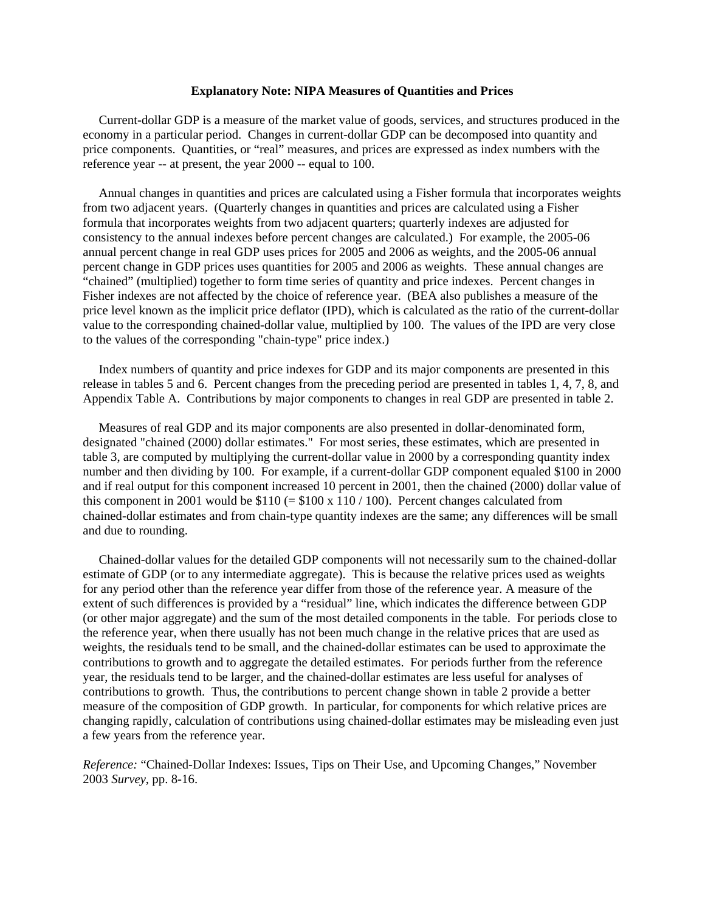**Explanatory Note: NIPA Measures of Quantities and Prices**

Current-dollar GDP is a measure of the market value of goods, services, and structures produced in the economy in a particular period. Changes in current-dollar GDP can be decomposed into quantity and price components. Quantities, or "real" measures, and prices are expressed as index numbers with the reference year -- at present, the year 2000 -- equal to 100.

Annual changes in quantities and prices are calculated using a Fisher formula that incorporates weights from two adjacent years. (Quarterly changes in quantities and prices are calculated using a Fisher formula that incorporates weights from two adjacent quarters; quarterly indexes are adjusted for consistency to the annual indexes before percent changes are calculated.) For example, the 2005-06 annual percent change in real GDP uses prices for 2005 and 2006 as weights, and the 2005-06 annual percent change in GDP prices uses quantities for 2005 and 2006 as weights. These annual changes are "chained" (multiplied) together to form time series of quantity and price indexes. Percent changes in Fisher indexes are not affected by the choice of reference year. (BEA also publishes a measure of the price level known as the implicit price deflator (IPD), which is calculated as the ratio of the current-dollar value to the corresponding chained-dollar value, multiplied by 100. The values of the IPD are very close to the values of the corresponding "chain-type" price index.)

Index numbers of quantity and price indexes for GDP and its major components are presented in this release in tables 5 and 6. Percent changes from the preceding period are presented in tables 1, 4, 7, 8, and Appendix Table A. Contributions by major components to changes in real GDP are presented in table 2.

Measures of real GDP and its major components are also presented in dollar-denominated form, designated "chained (2000) dollar estimates." For most series, these estimates, which are presented in table 3, are computed by multiplying the current-dollar value in 2000 by a corresponding quantity index number and then dividing by 100. For example, if a current-dollar GDP component equaled \$100 in 2000 and if real output for this component increased 10 percent in 2001, then the chained (2000) dollar value of this component in 2001 would be \$110 (= \$100 x 110 / 100). Percent changes calculated from chained-dollar estimates and from chain-type quantity indexes are the same; any differences will be small and due to rounding.

Chained-dollar values for the detailed GDP components will not necessarily sum to the chained-dollar estimate of GDP (or to any intermediate aggregate). This is because the relative prices used as weights for any period other than the reference year differ from those of the reference year. A measure of the extent of such differences is provided by a "residual" line, which indicates the difference between GDP (or other major aggregate) and the sum of the most detailed components in the table. For periods close to the reference year, when there usually has not been much change in the relative prices that are used as weights, the residuals tend to be small, and the chained-dollar estimates can be used to approximate the contributions to growth and to aggregate the detailed estimates. For periods further from the reference year, the residuals tend to be larger, and the chained-dollar estimates are less useful for analyses of contributions to growth. Thus, the contributions to percent change shown in table 2 provide a better measure of the composition of GDP growth. In particular, for components for which relative prices are changing rapidly, calculation of contributions using chained-dollar estimates may be misleading even just a few years from the reference year.

*Reference:* "Chained-Dollar Indexes: Issues, Tips on Their Use, and Upcoming Changes," November 2003 *Survey*, pp. 8-16.